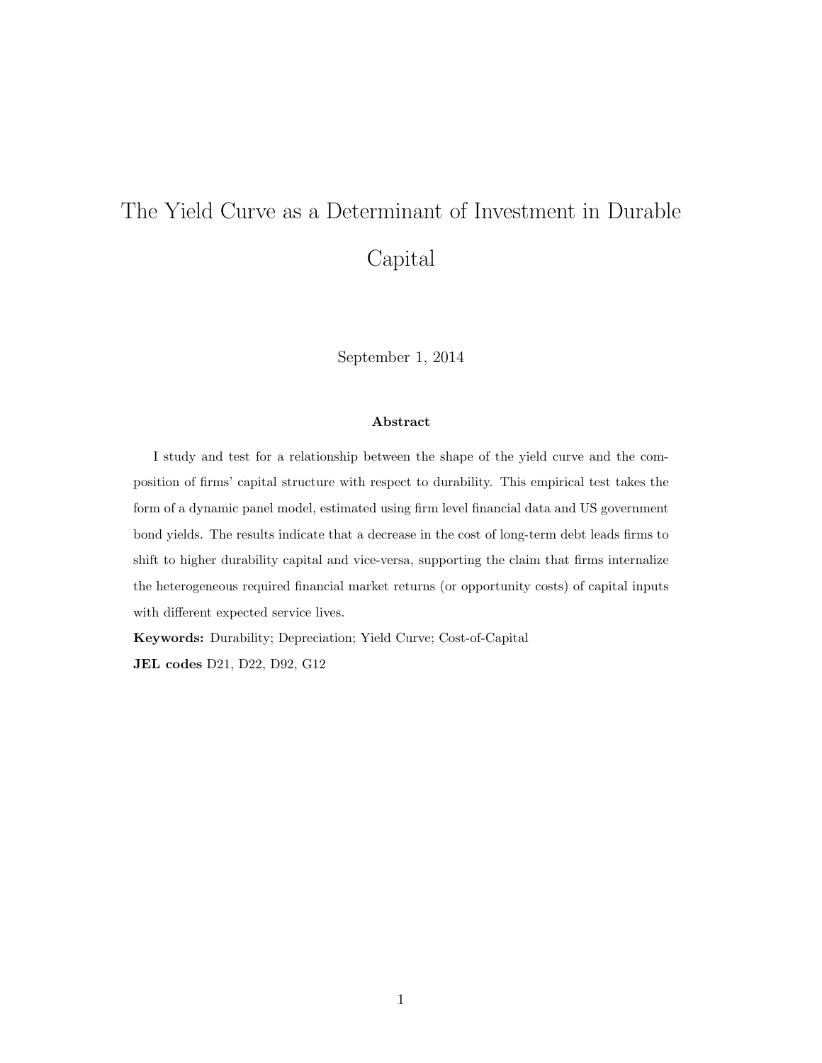# The Yield Curve as a Determinant of Investment in Durable Capital

September 1, 2014

### Abstract

I study and test for a relationship between the shape of the yield curve and the composition of firms' capital structure with respect to durability. This empirical test takes the form of a dynamic panel model, estimated using firm level financial data and US government bond yields. The results indicate that a decrease in the cost of long-term debt leads firms to shift to higher durability capital and vice-versa, supporting the claim that firms internalize the heterogeneous required financial market returns (or opportunity costs) of capital inputs with different expected service lives.

**Keywords:** Durability; Depreciation; Yield Curve; Cost-of-Capital

**JEL codes** D21, D22, D92, G12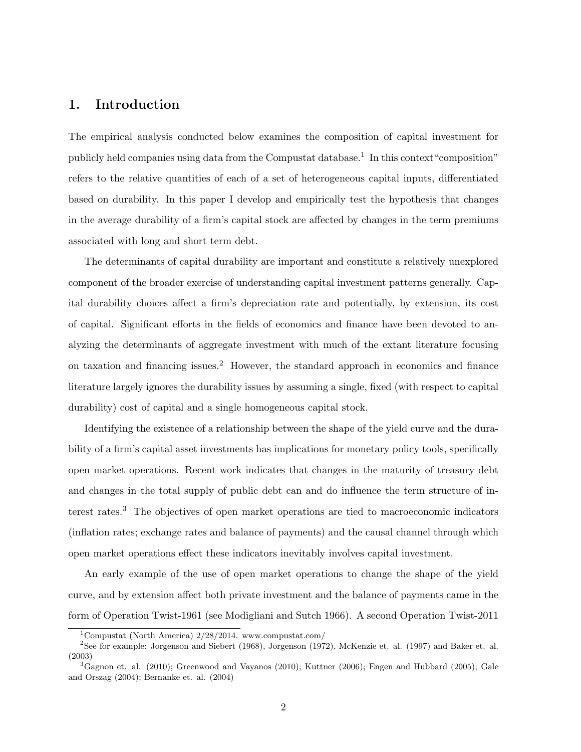## 1. Introduction

The empirical analysis conducted below examines the composition of capital investment for publicly held companies using data from the Compustat database.[1] In this context "composition" refers to the relative quantities of each of a set of heterogeneous capital inputs, differentiated based on durability. In this paper I develop and empirically test the hypothesis that changes in the average durability of a firm's capital stock are affected by changes in the term premiums associated with long and short term debt.

The determinants of capital durability are important and constitute a relatively unexplored component of the broader exercise of understanding capital investment patterns generally. Capital durability choices affect a firm's depreciation rate and potentially, by extension, its cost of capital. Significant efforts in the fields of economics and finance have been devoted to analyzing the determinants of aggregate investment with much of the extant literature focusing on taxation and financing issues.[2] However, the standard approach in economics and finance literature largely ignores the durability issues by assuming a single, fixed (with respect to capital durability) cost of capital and a single homogeneous capital stock.

Identifying the existence of a relationship between the shape of the yield curve and the durability of a firm's capital asset investments has implications for monetary policy tools, specifically open market operations. Recent work indicates that changes in the maturity of treasury debt and changes in the total supply of public debt can and do influence the term structure of interest rates.[3] The objectives of open market operations are tied to macroeconomic indicators (inflation rates; exchange rates and balance of payments) and the causal channel through which open market operations effect these indicators inevitably involves capital investment.

An early example of the use of open market operations to change the shape of the yield curve, and by extension affect both private investment and the balance of payments came in the form of Operation Twist-1961 (see Modigliani and Sutch 1966). A second Operation Twist-2011

[1] Compustat (North America) 2/28/2014. www.compustat.com/

[2] See for example: Jorgenson and Siebert (1968), Jorgenson (1972), McKenzie et. al. (1997) and Baker et. al. (2003)

[3] Gagnon et. al. (2010); Greenwood and Vayanos (2010); Kuttner (2006); Engen and Hubbard (2005); Gale and Orszag (2004); Bernanke et. al. (2004)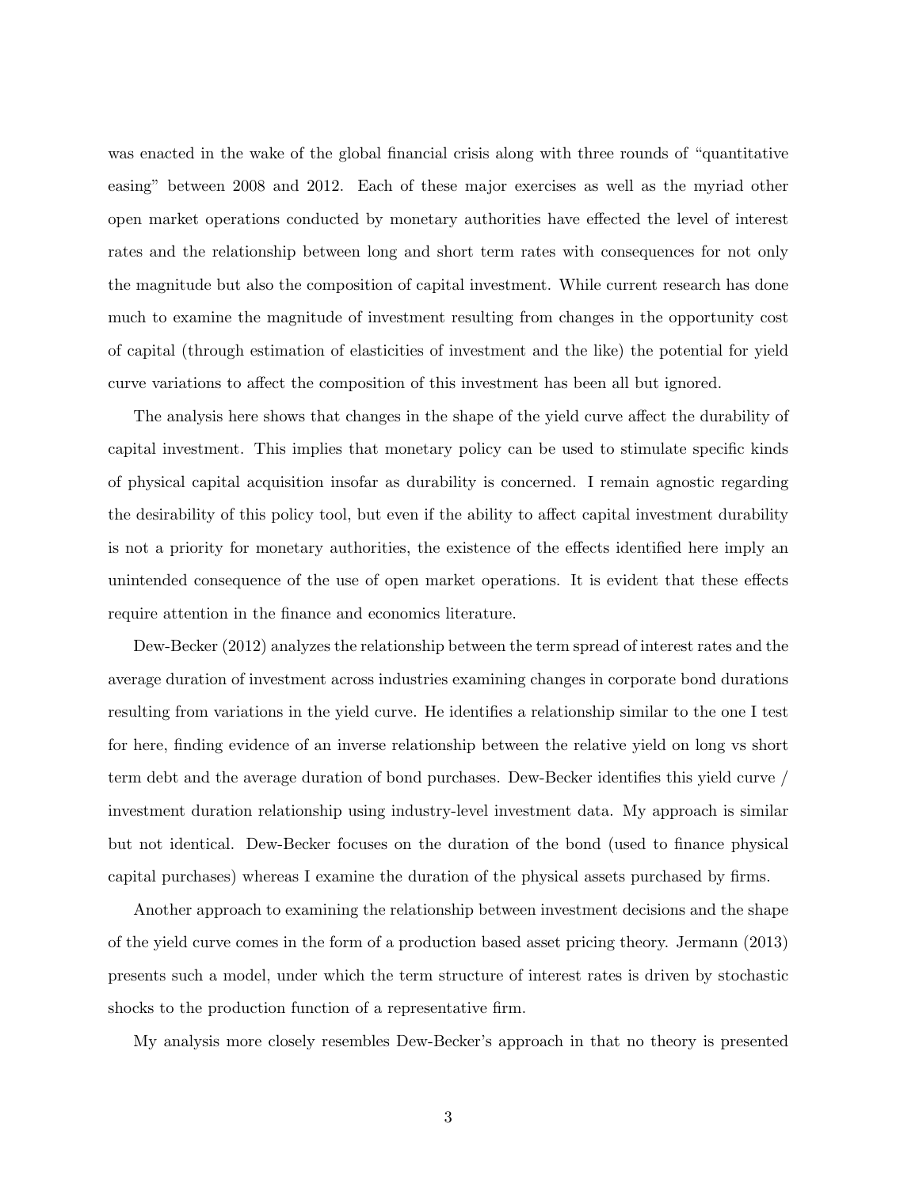was enacted in the wake of the global financial crisis along with three rounds of "quantitative easing" between 2008 and 2012. Each of these major exercises as well as the myriad other open market operations conducted by monetary authorities have effected the level of interest rates and the relationship between long and short term rates with consequences for not only the magnitude but also the composition of capital investment. While current research has done much to examine the magnitude of investment resulting from changes in the opportunity cost of capital (through estimation of elasticities of investment and the like) the potential for yield curve variations to affect the composition of this investment has been all but ignored.

The analysis here shows that changes in the shape of the yield curve affect the durability of capital investment. This implies that monetary policy can be used to stimulate specific kinds of physical capital acquisition insofar as durability is concerned. I remain agnostic regarding the desirability of this policy tool, but even if the ability to affect capital investment durability is not a priority for monetary authorities, the existence of the effects identified here imply an unintended consequence of the use of open market operations. It is evident that these effects require attention in the finance and economics literature.

Dew-Becker (2012) analyzes the relationship between the term spread of interest rates and the average duration of investment across industries examining changes in corporate bond durations resulting from variations in the yield curve. He identifies a relationship similar to the one I test for here, finding evidence of an inverse relationship between the relative yield on long vs short term debt and the average duration of bond purchases. Dew-Becker identifies this yield curve / investment duration relationship using industry-level investment data. My approach is similar but not identical. Dew-Becker focuses on the duration of the bond (used to finance physical capital purchases) whereas I examine the duration of the physical assets purchased by firms.

Another approach to examining the relationship between investment decisions and the shape of the yield curve comes in the form of a production based asset pricing theory. Jermann (2013) presents such a model, under which the term structure of interest rates is driven by stochastic shocks to the production function of a representative firm.

My analysis more closely resembles Dew-Becker's approach in that no theory is presented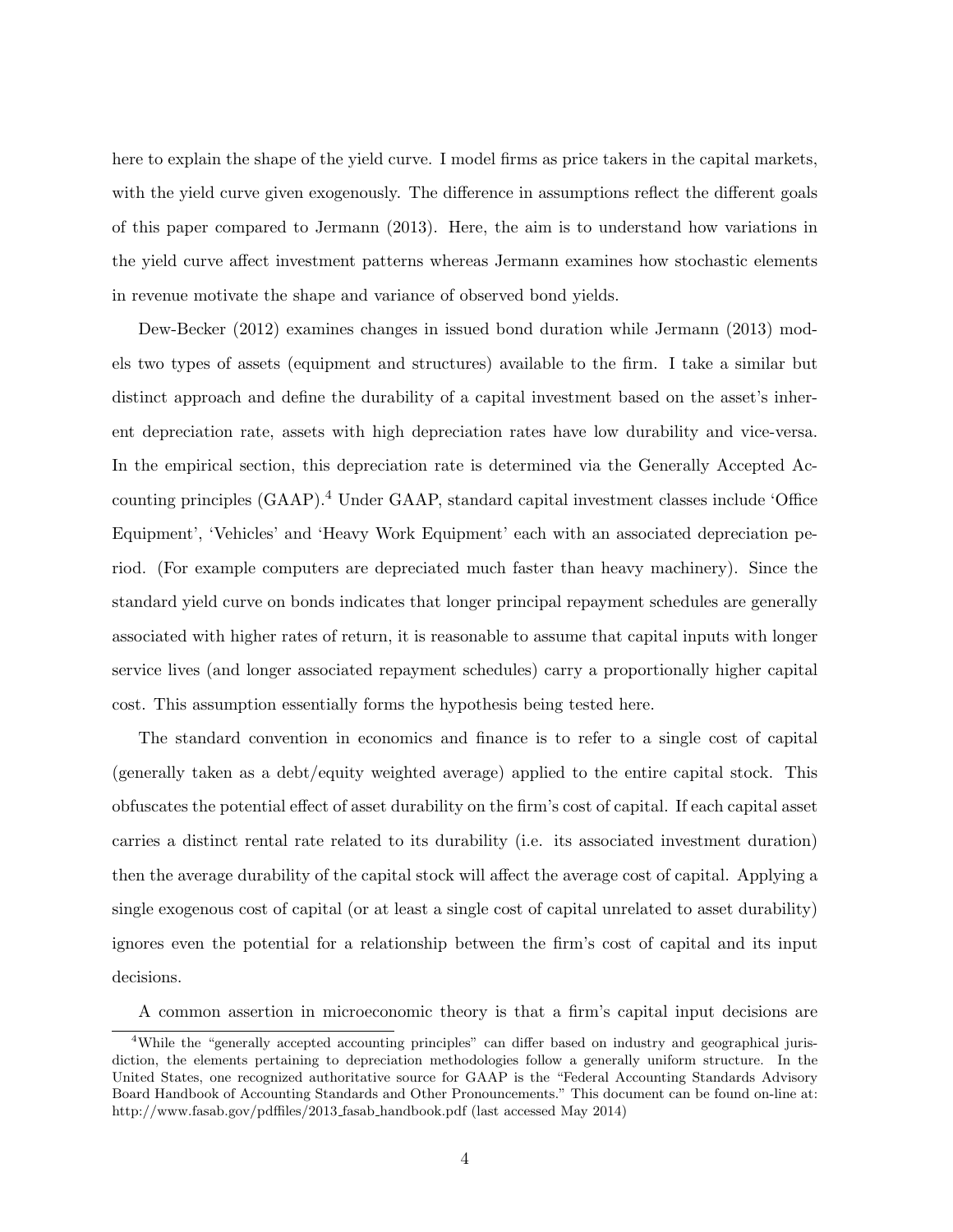here to explain the shape of the yield curve. I model firms as price takers in the capital markets, with the yield curve given exogenously. The difference in assumptions reflect the different goals of this paper compared to Jermann (2013). Here, the aim is to understand how variations in the yield curve affect investment patterns whereas Jermann examines how stochastic elements in revenue motivate the shape and variance of observed bond yields.

Dew-Becker (2012) examines changes in issued bond duration while Jermann (2013) models two types of assets (equipment and structures) available to the firm. I take a similar but distinct approach and define the durability of a capital investment based on the asset's inherent depreciation rate, assets with high depreciation rates have low durability and vice-versa. In the empirical section, this depreciation rate is determined via the Generally Accepted Accounting principles (GAAP).[4] Under GAAP, standard capital investment classes include 'Office Equipment', 'Vehicles' and 'Heavy Work Equipment' each with an associated depreciation period. (For example computers are depreciated much faster than heavy machinery). Since the standard yield curve on bonds indicates that longer principal repayment schedules are generally associated with higher rates of return, it is reasonable to assume that capital inputs with longer service lives (and longer associated repayment schedules) carry a proportionally higher capital cost. This assumption essentially forms the hypothesis being tested here.

The standard convention in economics and finance is to refer to a single cost of capital (generally taken as a debt/equity weighted average) applied to the entire capital stock. This obfuscates the potential effect of asset durability on the firm's cost of capital. If each capital asset carries a distinct rental rate related to its durability (i.e. its associated investment duration) then the average durability of the capital stock will affect the average cost of capital. Applying a single exogenous cost of capital (or at least a single cost of capital unrelated to asset durability) ignores even the potential for a relationship between the firm's cost of capital and its input decisions.

A common assertion in microeconomic theory is that a firm's capital input decisions are

[4] While the "generally accepted accounting principles" can differ based on industry and geographical jurisdiction, the elements pertaining to depreciation methodologies follow a generally uniform structure. In the United States, one recognized authoritative source for GAAP is the "Federal Accounting Standards Advisory Board Handbook of Accounting Standards and Other Pronouncements." This document can be found on-line at: http://www.fasab.gov/pdffiles/2013_fasab_handbook.pdf (last accessed May 2014)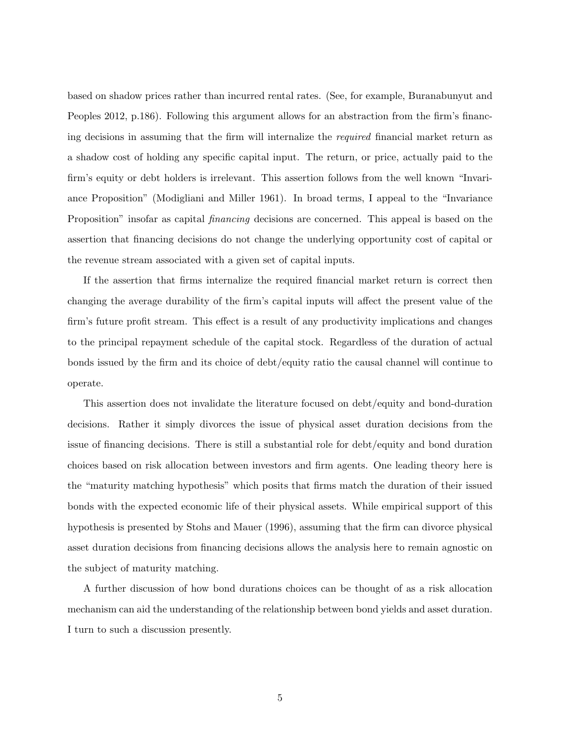based on shadow prices rather than incurred rental rates. (See, for example, Buranabunyut and Peoples 2012, p.186). Following this argument allows for an abstraction from the firm's financing decisions in assuming that the firm will internalize the *required* financial market return as a shadow cost of holding any specific capital input. The return, or price, actually paid to the firm's equity or debt holders is irrelevant. This assertion follows from the well known "Invariance Proposition" (Modigliani and Miller 1961). In broad terms, I appeal to the "Invariance Proposition" insofar as capital *financing* decisions are concerned. This appeal is based on the assertion that financing decisions do not change the underlying opportunity cost of capital or the revenue stream associated with a given set of capital inputs.

If the assertion that firms internalize the required financial market return is correct then changing the average durability of the firm's capital inputs will affect the present value of the firm's future profit stream. This effect is a result of any productivity implications and changes to the principal repayment schedule of the capital stock. Regardless of the duration of actual bonds issued by the firm and its choice of debt/equity ratio the causal channel will continue to operate.

This assertion does not invalidate the literature focused on debt/equity and bond-duration decisions. Rather it simply divorces the issue of physical asset duration decisions from the issue of financing decisions. There is still a substantial role for debt/equity and bond duration choices based on risk allocation between investors and firm agents. One leading theory here is the "maturity matching hypothesis" which posits that firms match the duration of their issued bonds with the expected economic life of their physical assets. While empirical support of this hypothesis is presented by Stohs and Mauer (1996), assuming that the firm can divorce physical asset duration decisions from financing decisions allows the analysis here to remain agnostic on the subject of maturity matching.

A further discussion of how bond durations choices can be thought of as a risk allocation mechanism can aid the understanding of the relationship between bond yields and asset duration. I turn to such a discussion presently.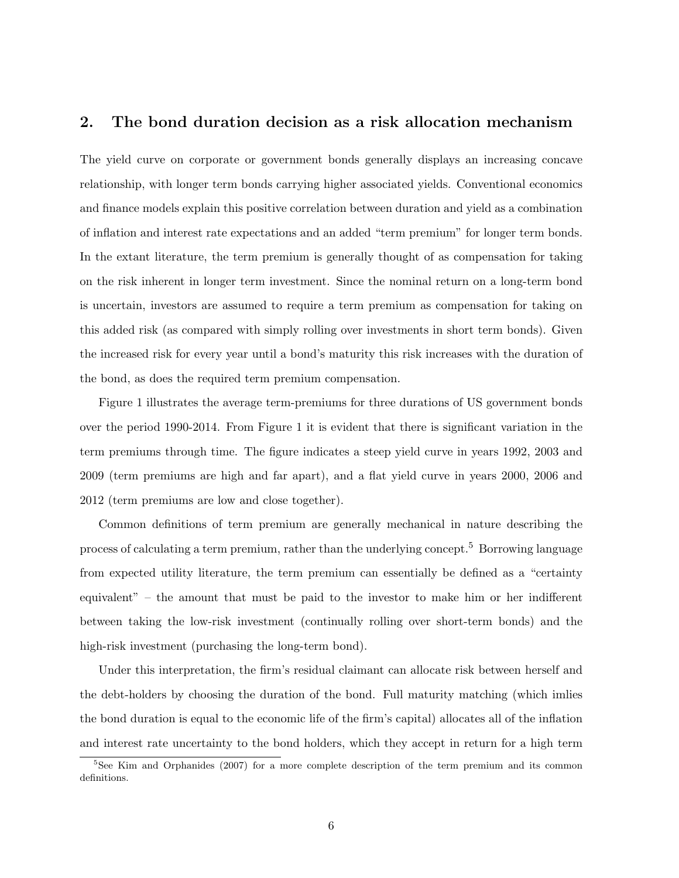## 2. The bond duration decision as a risk allocation mechanism

The yield curve on corporate or government bonds generally displays an increasing concave relationship, with longer term bonds carrying higher associated yields. Conventional economics and finance models explain this positive correlation between duration and yield as a combination of inflation and interest rate expectations and an added "term premium" for longer term bonds. In the extant literature, the term premium is generally thought of as compensation for taking on the risk inherent in longer term investment. Since the nominal return on a long-term bond is uncertain, investors are assumed to require a term premium as compensation for taking on this added risk (as compared with simply rolling over investments in short term bonds). Given the increased risk for every year until a bond's maturity this risk increases with the duration of the bond, as does the required term premium compensation.

Figure 1 illustrates the average term-premiums for three durations of US government bonds over the period 1990-2014. From Figure 1 it is evident that there is significant variation in the term premiums through time. The figure indicates a steep yield curve in years 1992, 2003 and 2009 (term premiums are high and far apart), and a flat yield curve in years 2000, 2006 and 2012 (term premiums are low and close together).

Common definitions of term premium are generally mechanical in nature describing the process of calculating a term premium, rather than the underlying concept.[5] Borrowing language from expected utility literature, the term premium can essentially be defined as a "certainty equivalent" – the amount that must be paid to the investor to make him or her indifferent between taking the low-risk investment (continually rolling over short-term bonds) and the high-risk investment (purchasing the long-term bond).

Under this interpretation, the firm's residual claimant can allocate risk between herself and the debt-holders by choosing the duration of the bond. Full maturity matching (which imlies the bond duration is equal to the economic life of the firm's capital) allocates all of the inflation and interest rate uncertainty to the bond holders, which they accept in return for a high term

[5] See Kim and Orphanides (2007) for a more complete description of the term premium and its common definitions.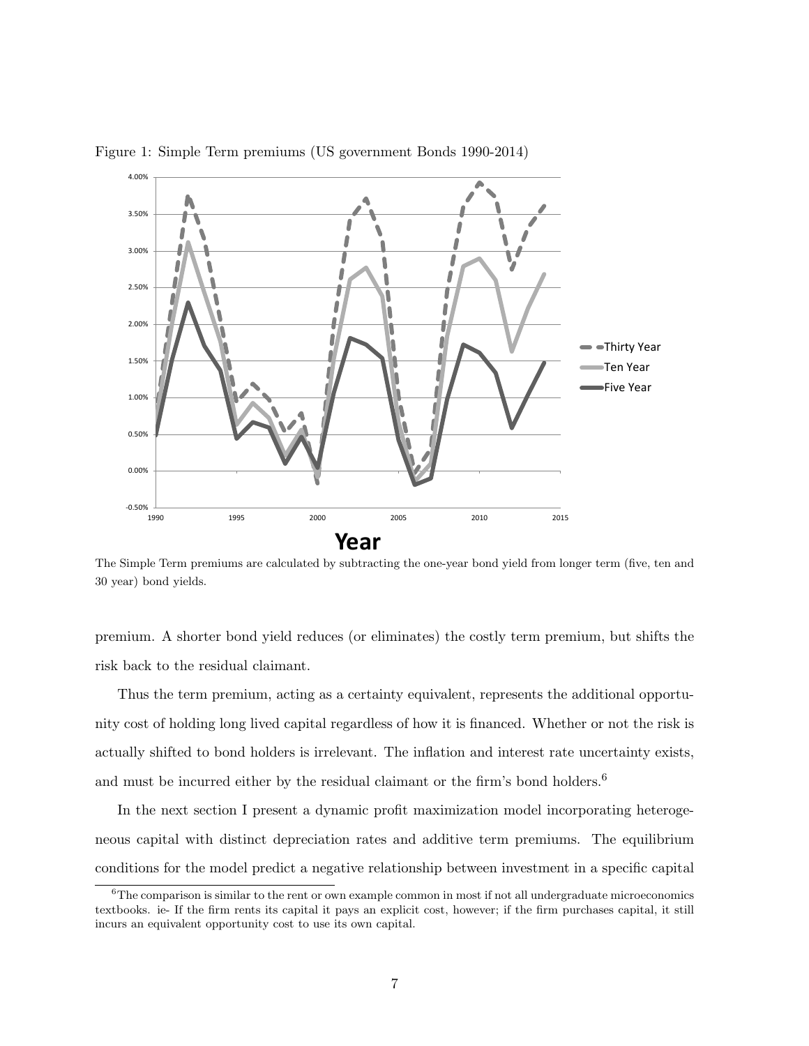Figure 1: Simple Term premiums (US government Bonds 1990-2014)

4.00%
3.50%
3.00%
2.50%
2.00%
1.50%
1.00%
0.50%
0.00%
-0.50%

1990
1995
2000
2005
2010
2015

**Year**

Thirty Year
Ten Year
Five Year

The Simple Term premiums are calculated by subtracting the one-year bond yield from longer term (five, ten and 30 year) bond yields.

premium. A shorter bond yield reduces (or eliminates) the costly term premium, but shifts the risk back to the residual claimant.

Thus the term premium, acting as a certainty equivalent, represents the additional opportunity cost of holding long lived capital regardless of how it is financed. Whether or not the risk is actually shifted to bond holders is irrelevant. The inflation and interest rate uncertainty exists, and must be incurred either by the residual claimant or the firm's bond holders.[6]

In the next section I present a dynamic profit maximization model incorporating heterogeneous capital with distinct depreciation rates and additive term premiums. The equilibrium conditions for the model predict a negative relationship between investment in a specific capital

[6]The comparison is similar to the rent or own example common in most if not all undergraduate microeconomics textbooks. ie- If the firm rents its capital it pays an explicit cost, however; if the firm purchases capital, it still incurs an equivalent opportunity cost to use its own capital.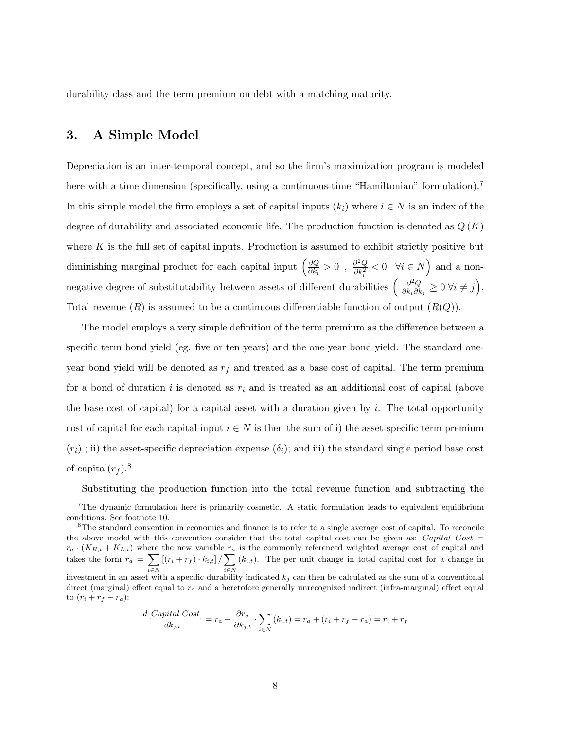durability class and the term premium on debt with a matching maturity.

## 3. A Simple Model

Depreciation is an inter-temporal concept, and so the firm's maximization program is modeled here with a time dimension (specifically, using a continuous-time "Hamiltonian" formulation).[7] In this simple model the firm employs a set of capital inputs ($k_i$) where $i \in N$ is an index of the degree of durability and associated economic life. The production function is denoted as $Q(K)$ where $K$ is the full set of capital inputs. Production is assumed to exhibit strictly positive but diminishing marginal product for each capital input $\left( \frac{\partial Q}{\partial k_i} > 0 \ , \ \frac{\partial^2 Q}{\partial k_i^2} < 0 \quad \forall i \in N \right)$ and a non-negative degree of substitutability between assets of different durabilities $\left( \frac{\partial^2 Q}{\partial k_i \partial k_j} \geq 0 \ \forall i \neq j \right)$. Total revenue ($R$) is assumed to be a continuous differentiable function of output ($R(Q)$).

The model employs a very simple definition of the term premium as the difference between a specific term bond yield (eg. five or ten years) and the one-year bond yield. The standard one-year bond yield will be denoted as $r_f$ and treated as a base cost of capital. The term premium for a bond of duration $i$ is denoted as $r_i$ and is treated as an additional cost of capital (above the base cost of capital) for a capital asset with a duration given by $i$. The total opportunity cost of capital for each capital input $i \in N$ is then the sum of i) the asset-specific term premium ($r_i$) ; ii) the asset-specific depreciation expense ($\delta_i$); and iii) the standard single period base cost of capital($r_f$).[8]

Substituting the production function into the total revenue function and subtracting the

---

[7] The dynamic formulation here is primarily cosmetic. A static formulation leads to equivalent equilibrium conditions. See footnote 10.

[8] The standard convention in economics and finance is to refer to a single average cost of capital. To reconcile the above model with this convention consider that the total capital cost can be given as: *Capital Cost* $= r_a \cdot (K_{H,t} + K_{L,t})$ where the new variable $r_a$ is the commonly referenced weighted average cost of capital and takes the form $r_a = \sum_{i \in N} [(r_i + r_f) \cdot k_{i,t}] / \sum_{i \in N} (k_{i,t})$. The per unit change in total capital cost for a change in investment in an asset with a specific durability indicated $k_j$ can then be calculated as the sum of a conventional direct (marginal) effect equal to $r_a$ and a heretofore generally unrecognized indirect (infra-marginal) effect equal to $(r_i + r_f - r_a)$:

$$\frac{d\left[Capital\ Cost\right]}{dk_{j,t}} = r_a + \frac{\partial r_a}{\partial k_{j,t}} \cdot \sum_{i \in N} (k_{i,t}) = r_a + (r_i + r_f - r_a) = r_i + r_f$$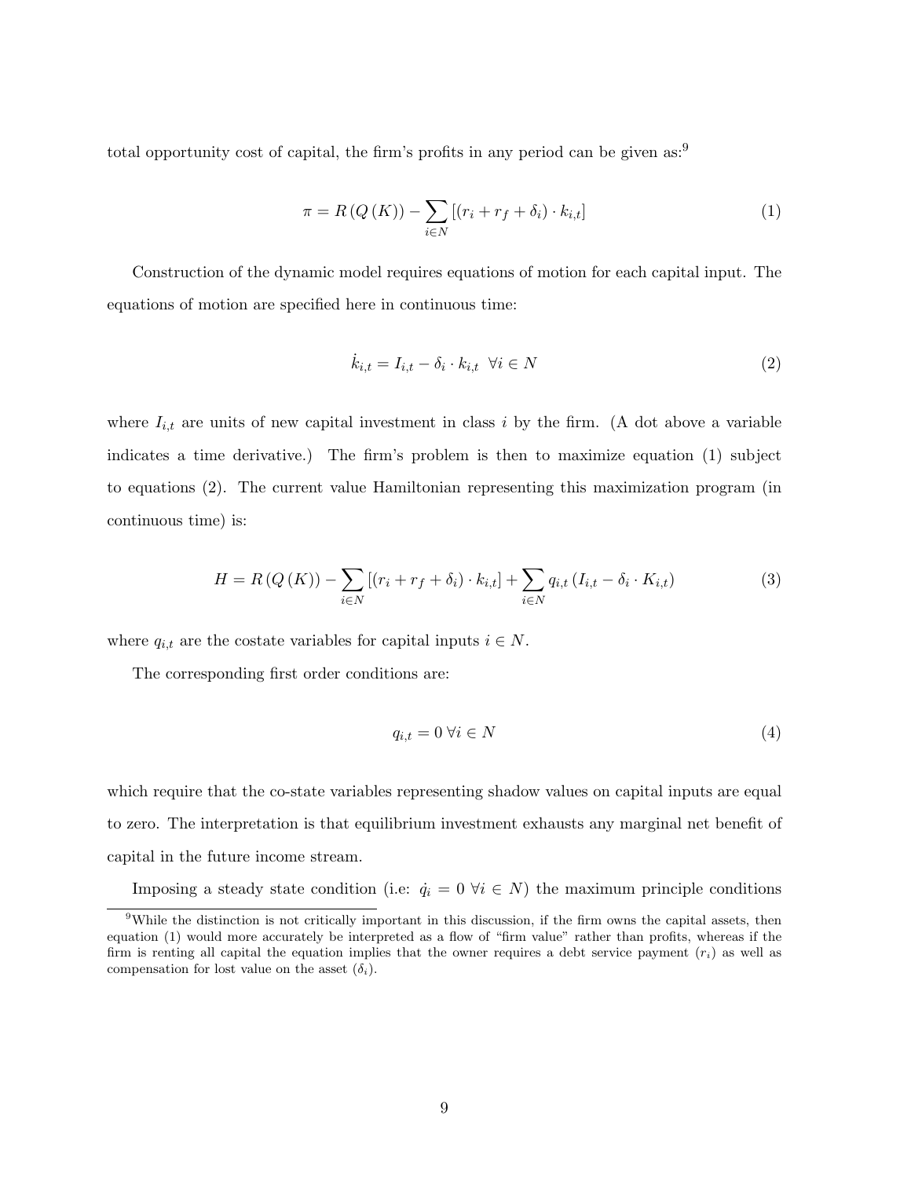total opportunity cost of capital, the firm's profits in any period can be given as:[9]

$$\pi = R\left(Q\left(K\right)\right) - \sum_{i \in N} \left[\left(r_i + r_f + \delta_i\right) \cdot k_{i,t}\right] \tag{1}$$

Construction of the dynamic model requires equations of motion for each capital input. The equations of motion are specified here in continuous time:

$$\dot{k}_{i,t} = I_{i,t} - \delta_i \cdot k_{i,t} \;\; \forall i \in N \tag{2}$$

where $I_{i,t}$ are units of new capital investment in class $i$ by the firm. (A dot above a variable indicates a time derivative.) The firm's problem is then to maximize equation (1) subject to equations (2). The current value Hamiltonian representing this maximization program (in continuous time) is:

$$H = R\left(Q\left(K\right)\right) - \sum_{i \in N} \left[\left(r_i + r_f + \delta_i\right) \cdot k_{i,t}\right] + \sum_{i \in N} q_{i,t} \left(I_{i,t} - \delta_i \cdot K_{i,t}\right) \tag{3}$$

where $q_{i,t}$ are the costate variables for capital inputs $i \in N$.

The corresponding first order conditions are:

$$q_{i,t} = 0 \; \forall i \in N \tag{4}$$

which require that the co-state variables representing shadow values on capital inputs are equal to zero. The interpretation is that equilibrium investment exhausts any marginal net benefit of capital in the future income stream.

Imposing a steady state condition (i.e: $\dot{q}_i = 0 \; \forall i \in N$) the maximum principle conditions

[9] While the distinction is not critically important in this discussion, if the firm owns the capital assets, then equation (1) would more accurately be interpreted as a flow of "firm value" rather than profits, whereas if the firm is renting all capital the equation implies that the owner requires a debt service payment ($r_i$) as well as compensation for lost value on the asset ($\delta_i$).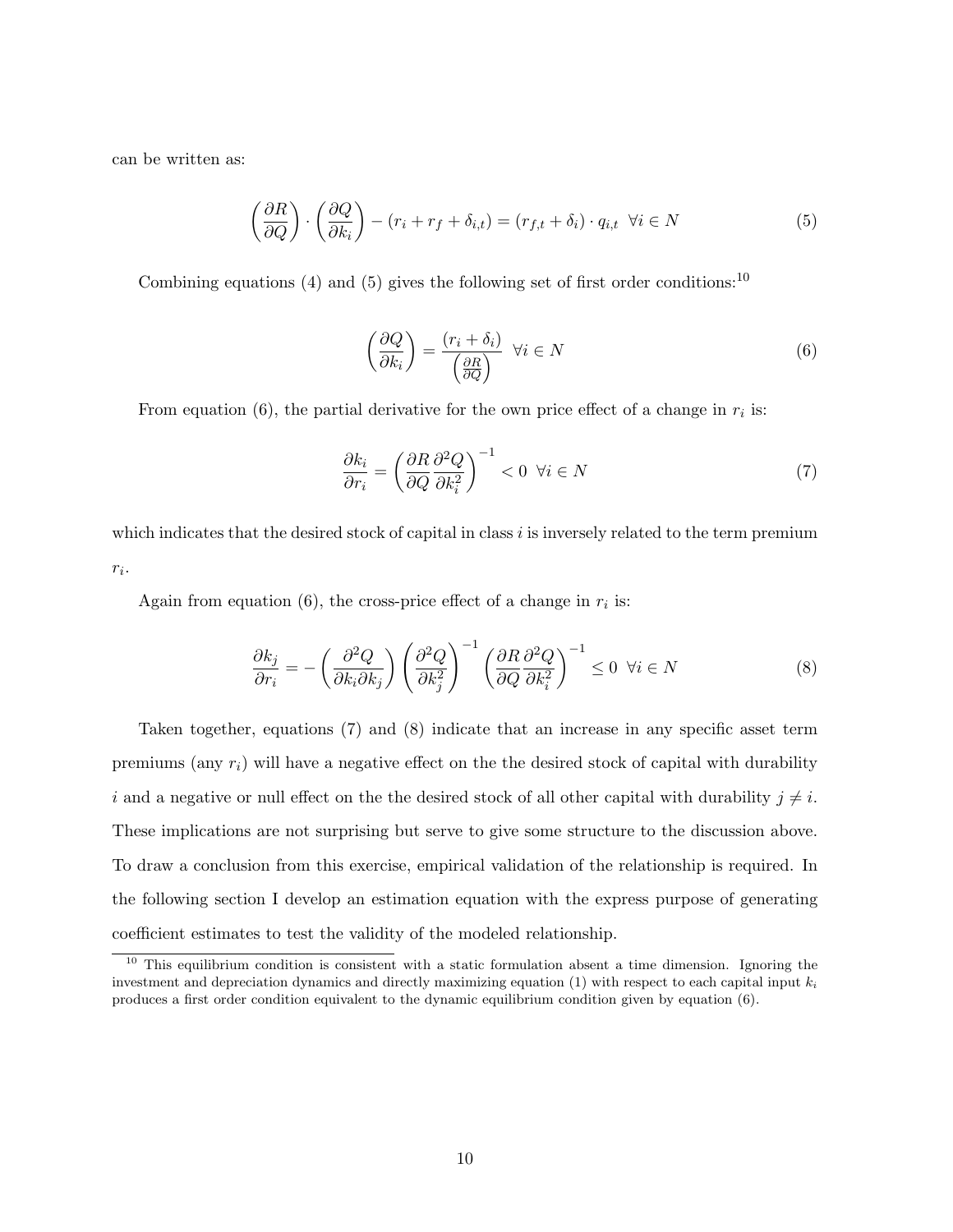can be written as:

$$\left(\frac{\partial R}{\partial Q}\right) \cdot \left(\frac{\partial Q}{\partial k_i}\right) - (r_i + r_f + \delta_{i,t}) = (r_{f,t} + \delta_i) \cdot q_{i,t} \;\; \forall i \in N \tag{5}$$

Combining equations (4) and (5) gives the following set of first order conditions:[10]

$$\left(\frac{\partial Q}{\partial k_i}\right) = \frac{(r_i + \delta_i)}{\left(\frac{\partial R}{\partial Q}\right)} \;\; \forall i \in N \tag{6}$$

From equation (6), the partial derivative for the own price effect of a change in $r_i$ is:

$$\frac{\partial k_i}{\partial r_i} = \left(\frac{\partial R}{\partial Q}\frac{\partial^2 Q}{\partial k_i^2}\right)^{-1} < 0 \;\; \forall i \in N \tag{7}$$

which indicates that the desired stock of capital in class $i$ is inversely related to the term premium $r_i$.

Again from equation (6), the cross-price effect of a change in $r_i$ is:

$$\frac{\partial k_j}{\partial r_i} = -\left(\frac{\partial^2 Q}{\partial k_i \partial k_j}\right)\left(\frac{\partial^2 Q}{\partial k_j^2}\right)^{-1}\left(\frac{\partial R}{\partial Q}\frac{\partial^2 Q}{\partial k_i^2}\right)^{-1} \leq 0 \;\; \forall i \in N \tag{8}$$

Taken together, equations (7) and (8) indicate that an increase in any specific asset term premiums (any $r_i$) will have a negative effect on the the desired stock of capital with durability $i$ and a negative or null effect on the the desired stock of all other capital with durability $j \neq i$. These implications are not surprising but serve to give some structure to the discussion above. To draw a conclusion from this exercise, empirical validation of the relationship is required. In the following section I develop an estimation equation with the express purpose of generating coefficient estimates to test the validity of the modeled relationship.

[10] This equilibrium condition is consistent with a static formulation absent a time dimension. Ignoring the investment and depreciation dynamics and directly maximizing equation (1) with respect to each capital input $k_i$ produces a first order condition equivalent to the dynamic equilibrium condition given by equation (6).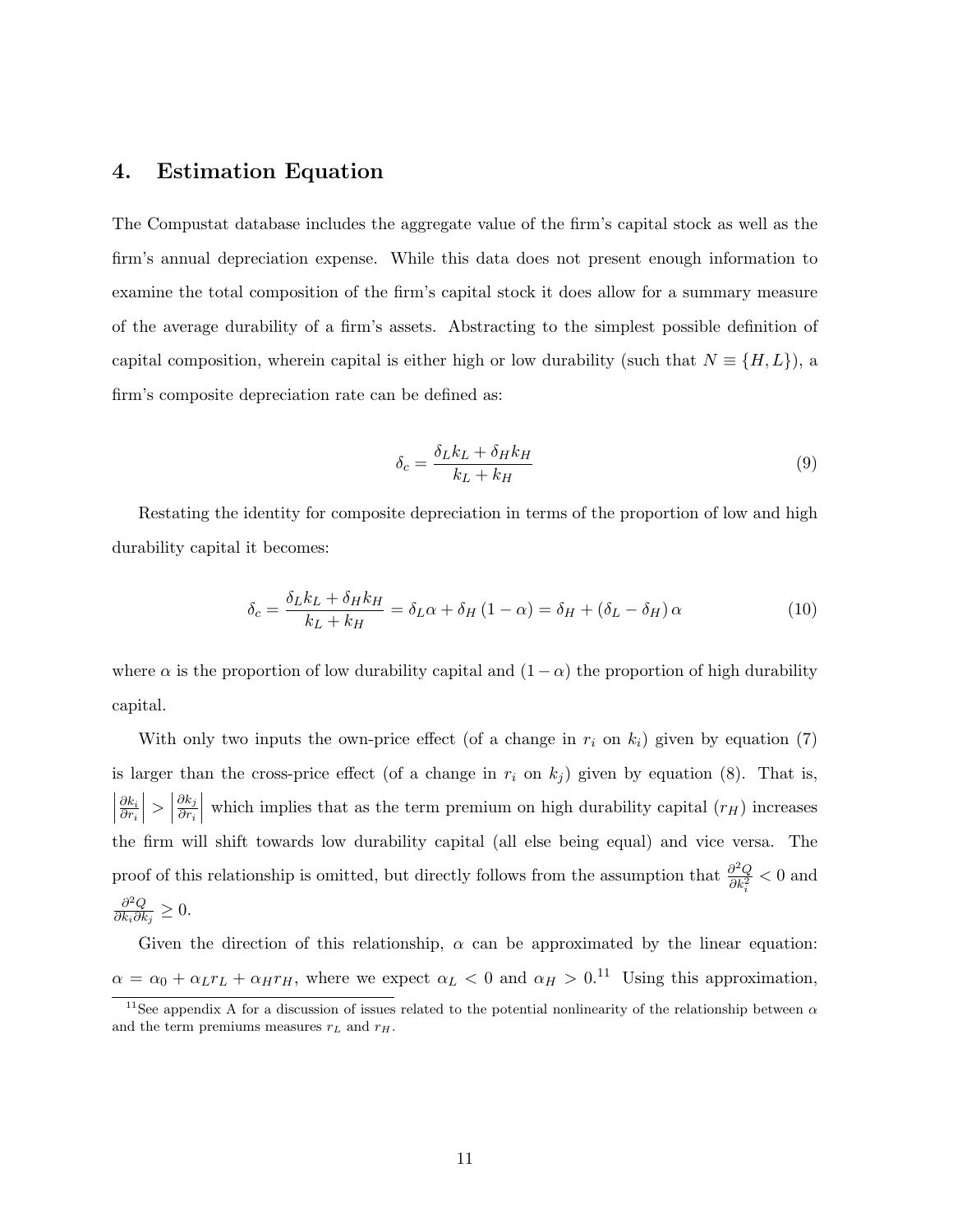## 4. Estimation Equation

The Compustat database includes the aggregate value of the firm's capital stock as well as the firm's annual depreciation expense. While this data does not present enough information to examine the total composition of the firm's capital stock it does allow for a summary measure of the average durability of a firm's assets. Abstracting to the simplest possible definition of capital composition, wherein capital is either high or low durability (such that $N \equiv \{H, L\}$), a firm's composite depreciation rate can be defined as:

$$\delta_c = \frac{\delta_L k_L + \delta_H k_H}{k_L + k_H} \tag{9}$$

Restating the identity for composite depreciation in terms of the proportion of low and high durability capital it becomes:

$$\delta_c = \frac{\delta_L k_L + \delta_H k_H}{k_L + k_H} = \delta_L \alpha + \delta_H (1 - \alpha) = \delta_H + (\delta_L - \delta_H) \alpha \tag{10}$$

where $\alpha$ is the proportion of low durability capital and $(1 - \alpha)$ the proportion of high durability capital.

With only two inputs the own-price effect (of a change in $r_i$ on $k_i$) given by equation (7) is larger than the cross-price effect (of a change in $r_i$ on $k_j$) given by equation (8). That is, $\left|\frac{\partial k_i}{\partial r_i}\right| > \left|\frac{\partial k_j}{\partial r_i}\right|$ which implies that as the term premium on high durability capital ($r_H$) increases the firm will shift towards low durability capital (all else being equal) and vice versa. The proof of this relationship is omitted, but directly follows from the assumption that $\frac{\partial^2 Q}{\partial k_i^2} < 0$ and $\frac{\partial^2 Q}{\partial k_i \partial k_j} \geq 0$.

Given the direction of this relationship, $\alpha$ can be approximated by the linear equation: $\alpha = \alpha_0 + \alpha_L r_L + \alpha_H r_H$, where we expect $\alpha_L < 0$ and $\alpha_H > 0$.[11] Using this approximation,

[11] See appendix A for a discussion of issues related to the potential nonlinearity of the relationship between $\alpha$ and the term premiums measures $r_L$ and $r_H$.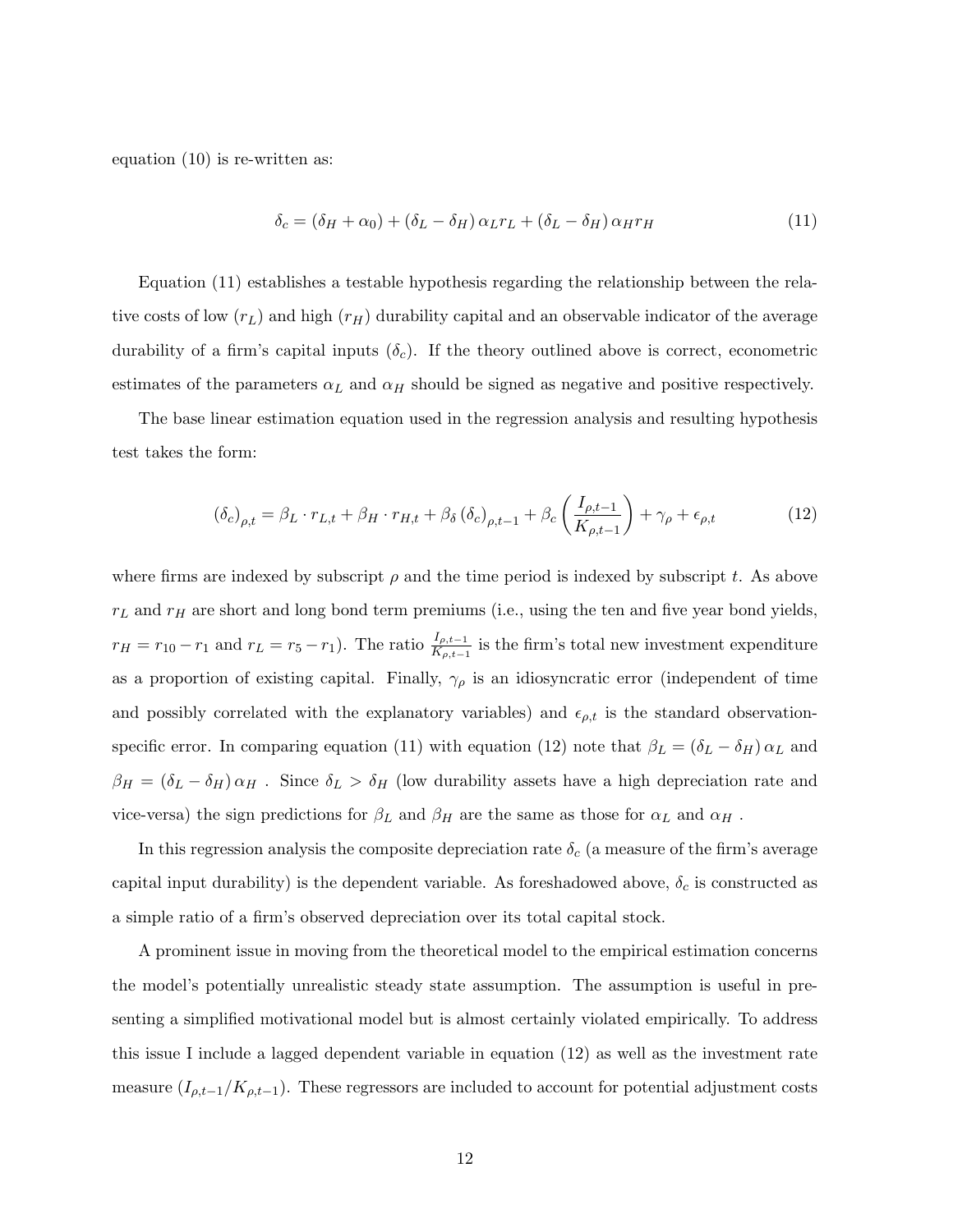equation (10) is re-written as:

$$\delta_c = (\delta_H + \alpha_0) + (\delta_L - \delta_H)\,\alpha_L r_L + (\delta_L - \delta_H)\,\alpha_H r_H \tag{11}$$

Equation (11) establishes a testable hypothesis regarding the relationship between the relative costs of low ($r_L$) and high ($r_H$) durability capital and an observable indicator of the average durability of a firm's capital inputs ($\delta_c$). If the theory outlined above is correct, econometric estimates of the parameters $\alpha_L$ and $\alpha_H$ should be signed as negative and positive respectively.

The base linear estimation equation used in the regression analysis and resulting hypothesis test takes the form:

$$(\delta_c)_{\rho,t} = \beta_L \cdot r_{L,t} + \beta_H \cdot r_{H,t} + \beta_\delta\,(\delta_c)_{\rho,t-1} + \beta_c\left(\frac{I_{\rho,t-1}}{K_{\rho,t-1}}\right) + \gamma_\rho + \epsilon_{\rho,t} \tag{12}$$

where firms are indexed by subscript $\rho$ and the time period is indexed by subscript $t$. As above $r_L$ and $r_H$ are short and long bond term premiums (i.e., using the ten and five year bond yields, $r_H = r_{10} - r_1$ and $r_L = r_5 - r_1$). The ratio $\frac{I_{\rho,t-1}}{K_{\rho,t-1}}$ is the firm's total new investment expenditure as a proportion of existing capital. Finally, $\gamma_\rho$ is an idiosyncratic error (independent of time and possibly correlated with the explanatory variables) and $\epsilon_{\rho,t}$ is the standard observation-specific error. In comparing equation (11) with equation (12) note that $\beta_L = (\delta_L - \delta_H)\,\alpha_L$ and $\beta_H = (\delta_L - \delta_H)\,\alpha_H$ . Since $\delta_L > \delta_H$ (low durability assets have a high depreciation rate and vice-versa) the sign predictions for $\beta_L$ and $\beta_H$ are the same as those for $\alpha_L$ and $\alpha_H$ .

In this regression analysis the composite depreciation rate $\delta_c$ (a measure of the firm's average capital input durability) is the dependent variable. As foreshadowed above, $\delta_c$ is constructed as a simple ratio of a firm's observed depreciation over its total capital stock.

A prominent issue in moving from the theoretical model to the empirical estimation concerns the model's potentially unrealistic steady state assumption. The assumption is useful in presenting a simplified motivational model but is almost certainly violated empirically. To address this issue I include a lagged dependent variable in equation (12) as well as the investment rate measure ($I_{\rho,t-1}/K_{\rho,t-1}$). These regressors are included to account for potential adjustment costs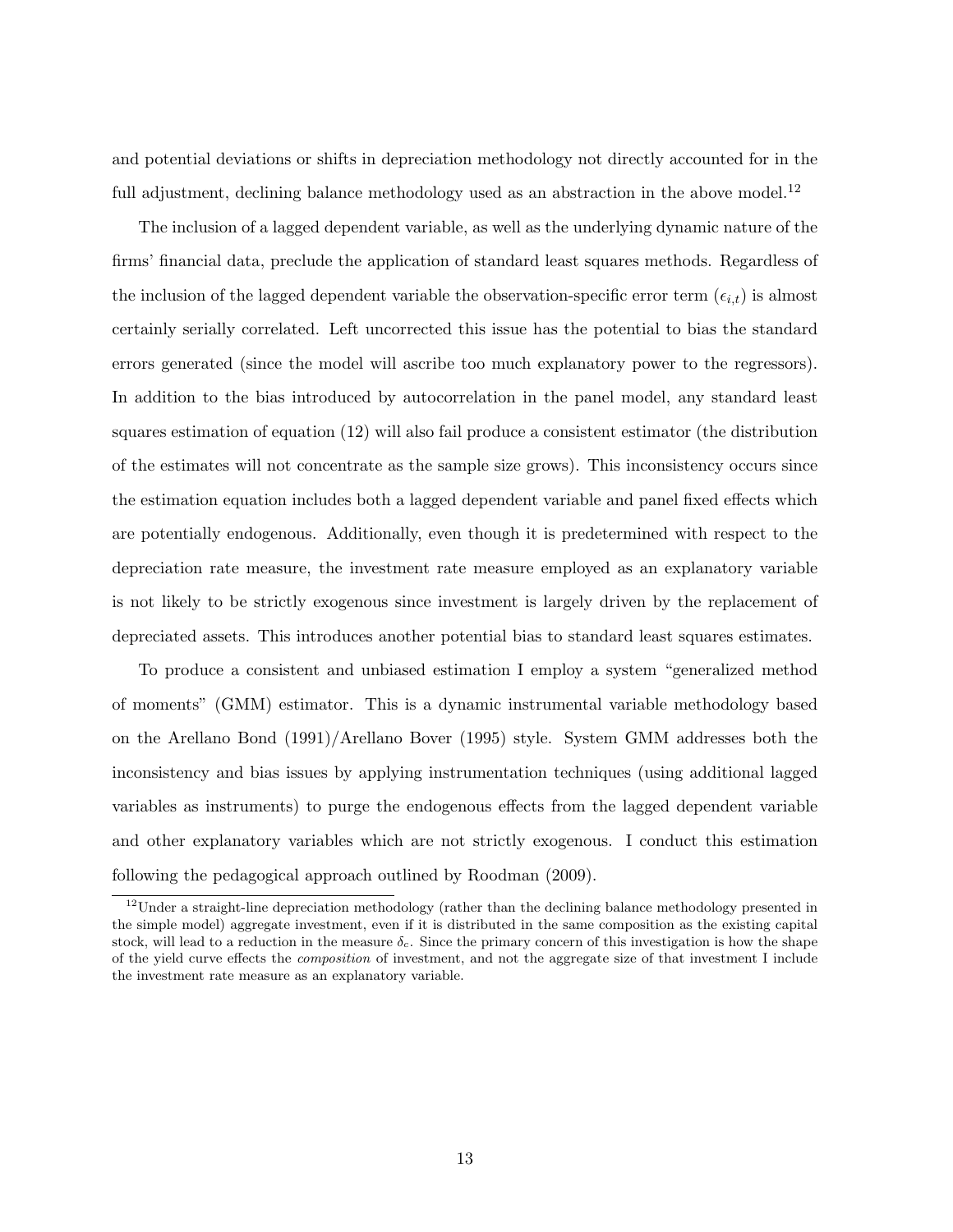and potential deviations or shifts in depreciation methodology not directly accounted for in the full adjustment, declining balance methodology used as an abstraction in the above model.[12]

The inclusion of a lagged dependent variable, as well as the underlying dynamic nature of the firms' financial data, preclude the application of standard least squares methods. Regardless of the inclusion of the lagged dependent variable the observation-specific error term ($\epsilon_{i,t}$) is almost certainly serially correlated. Left uncorrected this issue has the potential to bias the standard errors generated (since the model will ascribe too much explanatory power to the regressors). In addition to the bias introduced by autocorrelation in the panel model, any standard least squares estimation of equation (12) will also fail produce a consistent estimator (the distribution of the estimates will not concentrate as the sample size grows). This inconsistency occurs since the estimation equation includes both a lagged dependent variable and panel fixed effects which are potentially endogenous. Additionally, even though it is predetermined with respect to the depreciation rate measure, the investment rate measure employed as an explanatory variable is not likely to be strictly exogenous since investment is largely driven by the replacement of depreciated assets. This introduces another potential bias to standard least squares estimates.

To produce a consistent and unbiased estimation I employ a system "generalized method of moments" (GMM) estimator. This is a dynamic instrumental variable methodology based on the Arellano Bond (1991)/Arellano Bover (1995) style. System GMM addresses both the inconsistency and bias issues by applying instrumentation techniques (using additional lagged variables as instruments) to purge the endogenous effects from the lagged dependent variable and other explanatory variables which are not strictly exogenous. I conduct this estimation following the pedagogical approach outlined by Roodman (2009).

[12] Under a straight-line depreciation methodology (rather than the declining balance methodology presented in the simple model) aggregate investment, even if it is distributed in the same composition as the existing capital stock, will lead to a reduction in the measure $\delta_c$. Since the primary concern of this investigation is how the shape of the yield curve effects the *composition* of investment, and not the aggregate size of that investment I include the investment rate measure as an explanatory variable.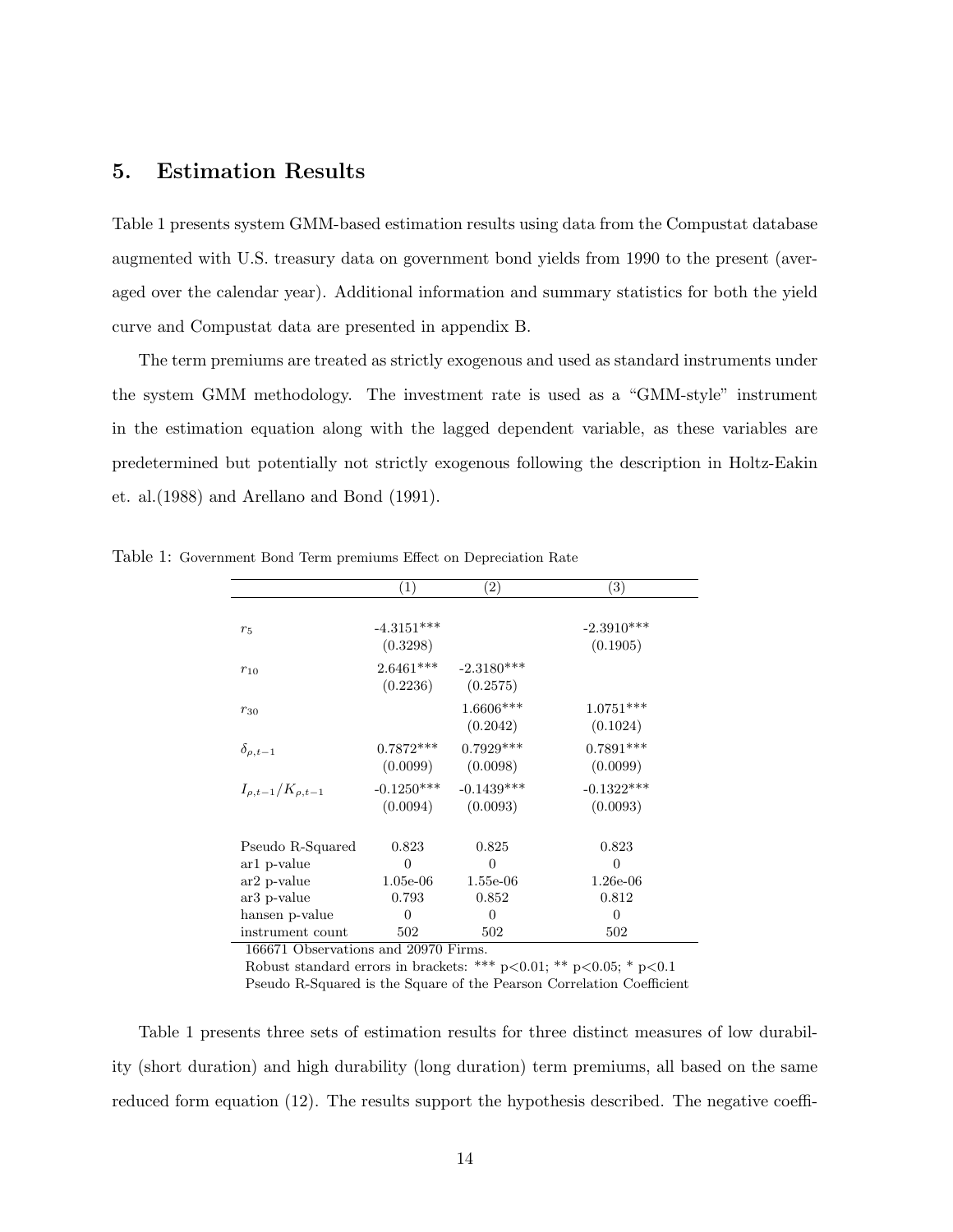## 5. Estimation Results

Table 1 presents system GMM-based estimation results using data from the Compustat database augmented with U.S. treasury data on government bond yields from 1990 to the present (averaged over the calendar year). Additional information and summary statistics for both the yield curve and Compustat data are presented in appendix B.

The term premiums are treated as strictly exogenous and used as standard instruments under the system GMM methodology. The investment rate is used as a "GMM-style" instrument in the estimation equation along with the lagged dependent variable, as these variables are predetermined but potentially not strictly exogenous following the description in Holtz-Eakin et. al.(1988) and Arellano and Bond (1991).

Table 1: Government Bond Term premiums Effect on Depreciation Rate

| | (1) | (2) | (3) |
|---|---|---|---|
| $r_5$ | -4.3151*** | | -2.3910*** |
| | (0.3298) | | (0.1905) |
| $r_{10}$ | 2.6461*** | -2.3180*** | |
| | (0.2236) | (0.2575) | |
| $r_{30}$ | | 1.6606*** | 1.0751*** |
| | | (0.2042) | (0.1024) |
| $\delta_{\rho,t-1}$ | 0.7872*** | 0.7929*** | 0.7891*** |
| | (0.0099) | (0.0098) | (0.0099) |
| $I_{\rho,t-1}/K_{\rho,t-1}$ | -0.1250*** | -0.1439*** | -0.1322*** |
| | (0.0094) | (0.0093) | (0.0093) |
| Pseudo R-Squared | 0.823 | 0.825 | 0.823 |
| ar1 p-value | 0 | 0 | 0 |
| ar2 p-value | 1.05e-06 | 1.55e-06 | 1.26e-06 |
| ar3 p-value | 0.793 | 0.852 | 0.812 |
| hansen p-value | 0 | 0 | 0 |
| instrument count | 502 | 502 | 502 |

166671 Observations and 20970 Firms.
Robust standard errors in brackets: *** p<0.01; ** p<0.05; * p<0.1
Pseudo R-Squared is the Square of the Pearson Correlation Coefficient

Table 1 presents three sets of estimation results for three distinct measures of low durability (short duration) and high durability (long duration) term premiums, all based on the same reduced form equation (12). The results support the hypothesis described. The negative coeffi-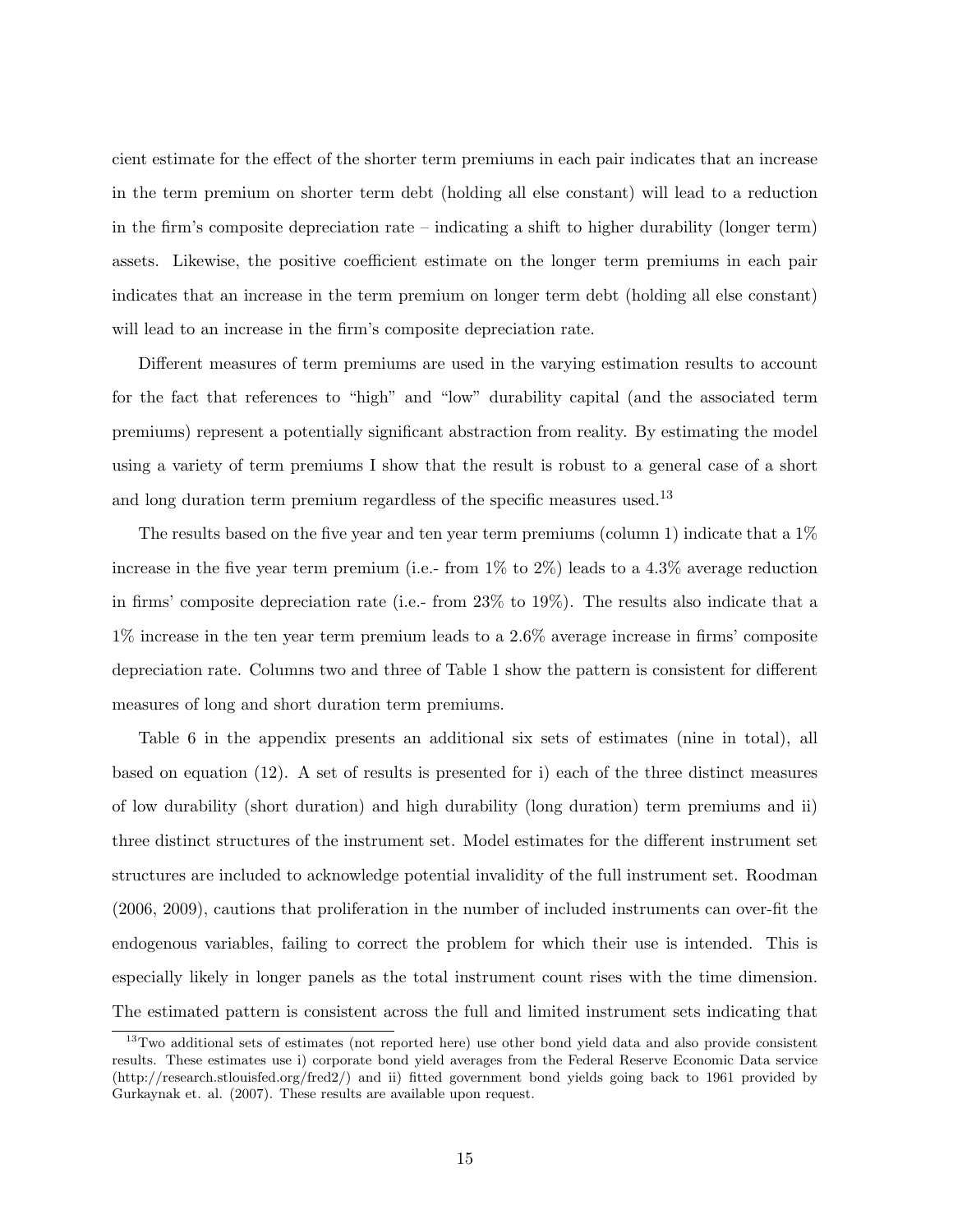cient estimate for the effect of the shorter term premiums in each pair indicates that an increase in the term premium on shorter term debt (holding all else constant) will lead to a reduction in the firm's composite depreciation rate – indicating a shift to higher durability (longer term) assets. Likewise, the positive coefficient estimate on the longer term premiums in each pair indicates that an increase in the term premium on longer term debt (holding all else constant) will lead to an increase in the firm's composite depreciation rate.

Different measures of term premiums are used in the varying estimation results to account for the fact that references to "high" and "low" durability capital (and the associated term premiums) represent a potentially significant abstraction from reality. By estimating the model using a variety of term premiums I show that the result is robust to a general case of a short and long duration term premium regardless of the specific measures used.[13]

The results based on the five year and ten year term premiums (column 1) indicate that a 1% increase in the five year term premium (i.e.- from 1% to 2%) leads to a 4.3% average reduction in firms' composite depreciation rate (i.e.- from 23% to 19%). The results also indicate that a 1% increase in the ten year term premium leads to a 2.6% average increase in firms' composite depreciation rate. Columns two and three of Table 1 show the pattern is consistent for different measures of long and short duration term premiums.

Table 6 in the appendix presents an additional six sets of estimates (nine in total), all based on equation (12). A set of results is presented for i) each of the three distinct measures of low durability (short duration) and high durability (long duration) term premiums and ii) three distinct structures of the instrument set. Model estimates for the different instrument set structures are included to acknowledge potential invalidity of the full instrument set. Roodman (2006, 2009), cautions that proliferation in the number of included instruments can over-fit the endogenous variables, failing to correct the problem for which their use is intended. This is especially likely in longer panels as the total instrument count rises with the time dimension. The estimated pattern is consistent across the full and limited instrument sets indicating that

[13] Two additional sets of estimates (not reported here) use other bond yield data and also provide consistent results. These estimates use i) corporate bond yield averages from the Federal Reserve Economic Data service (http://research.stlouisfed.org/fred2/) and ii) fitted government bond yields going back to 1961 provided by Gurkaynak et. al. (2007). These results are available upon request.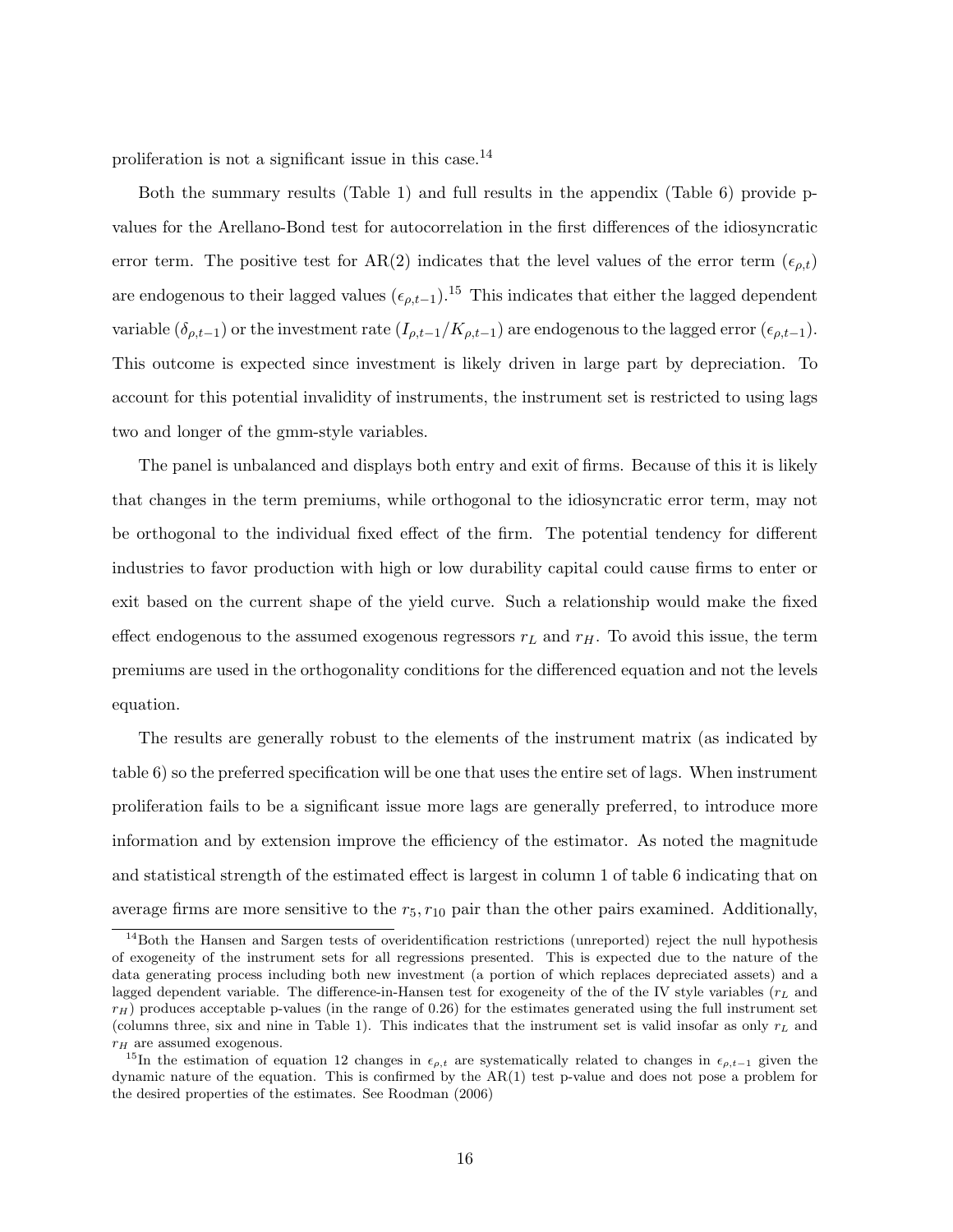proliferation is not a significant issue in this case.[14]

Both the summary results (Table 1) and full results in the appendix (Table 6) provide p-values for the Arellano-Bond test for autocorrelation in the first differences of the idiosyncratic error term. The positive test for AR(2) indicates that the level values of the error term ($\epsilon_{\rho,t}$) are endogenous to their lagged values ($\epsilon_{\rho,t-1}$).[15] This indicates that either the lagged dependent variable ($\delta_{\rho,t-1}$) or the investment rate ($I_{\rho,t-1}/K_{\rho,t-1}$) are endogenous to the lagged error ($\epsilon_{\rho,t-1}$). This outcome is expected since investment is likely driven in large part by depreciation. To account for this potential invalidity of instruments, the instrument set is restricted to using lags two and longer of the gmm-style variables.

The panel is unbalanced and displays both entry and exit of firms. Because of this it is likely that changes in the term premiums, while orthogonal to the idiosyncratic error term, may not be orthogonal to the individual fixed effect of the firm. The potential tendency for different industries to favor production with high or low durability capital could cause firms to enter or exit based on the current shape of the yield curve. Such a relationship would make the fixed effect endogenous to the assumed exogenous regressors $r_L$ and $r_H$. To avoid this issue, the term premiums are used in the orthogonality conditions for the differenced equation and not the levels equation.

The results are generally robust to the elements of the instrument matrix (as indicated by table 6) so the preferred specification will be one that uses the entire set of lags. When instrument proliferation fails to be a significant issue more lags are generally preferred, to introduce more information and by extension improve the efficiency of the estimator. As noted the magnitude and statistical strength of the estimated effect is largest in column 1 of table 6 indicating that on average firms are more sensitive to the $r_5, r_{10}$ pair than the other pairs examined. Additionally,

[14] Both the Hansen and Sargen tests of overidentification restrictions (unreported) reject the null hypothesis of exogeneity of the instrument sets for all regressions presented. This is expected due to the nature of the data generating process including both new investment (a portion of which replaces depreciated assets) and a lagged dependent variable. The difference-in-Hansen test for exogeneity of the of the IV style variables ($r_L$ and $r_H$) produces acceptable p-values (in the range of 0.26) for the estimates generated using the full instrument set (columns three, six and nine in Table 1). This indicates that the instrument set is valid insofar as only $r_L$ and $r_H$ are assumed exogenous.

[15] In the estimation of equation 12 changes in $\epsilon_{\rho,t}$ are systematically related to changes in $\epsilon_{\rho,t-1}$ given the dynamic nature of the equation. This is confirmed by the AR(1) test p-value and does not pose a problem for the desired properties of the estimates. See Roodman (2006)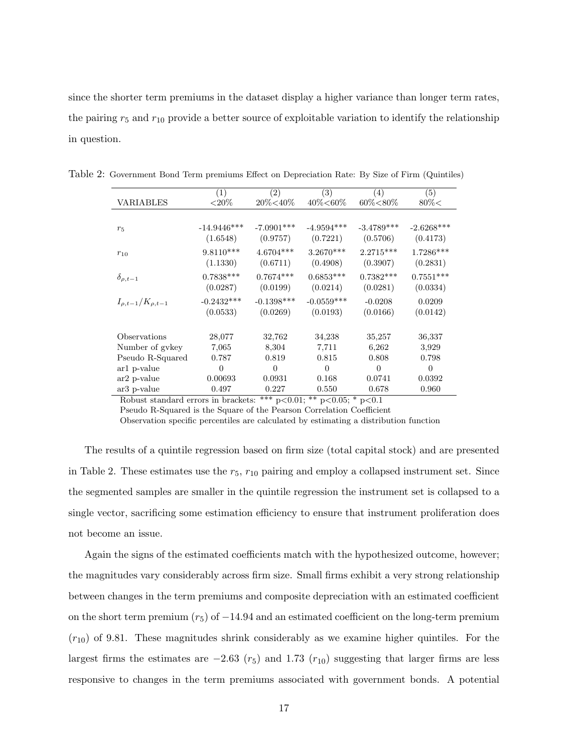since the shorter term premiums in the dataset display a higher variance than longer term rates, the pairing $r_5$ and $r_{10}$ provide a better source of exploitable variation to identify the relationship in question.

Table 2: Government Bond Term premiums Effect on Depreciation Rate: By Size of Firm (Quintiles)

| VARIABLES | (1) <20% | (2) 20%<40% | (3) 40%<60% | (4) 60%<80% | (5) 80%< |
|---|---|---|---|---|---|
| $r_5$ | -14.9446*** | -7.0901*** | -4.9594*** | -3.4789*** | -2.6268*** |
| | (1.6548) | (0.9757) | (0.7221) | (0.5706) | (0.4173) |
| $r_{10}$ | 9.8110*** | 4.6704*** | 3.2670*** | 2.2715*** | 1.7286*** |
| | (1.1330) | (0.6711) | (0.4908) | (0.3907) | (0.2831) |
| $\delta_{\rho,t-1}$ | 0.7838*** | 0.7674*** | 0.6853*** | 0.7382*** | 0.7551*** |
| | (0.0287) | (0.0199) | (0.0214) | (0.0281) | (0.0334) |
| $I_{\rho,t-1}/K_{\rho,t-1}$ | -0.2432*** | -0.1398*** | -0.0559*** | -0.0208 | 0.0209 |
| | (0.0533) | (0.0269) | (0.0193) | (0.0166) | (0.0142) |
| Observations | 28,077 | 32,762 | 34,238 | 35,257 | 36,337 |
| Number of gvkey | 7,065 | 8,304 | 7,711 | 6,262 | 3,929 |
| Pseudo R-Squared | 0.787 | 0.819 | 0.815 | 0.808 | 0.798 |
| ar1 p-value | 0 | 0 | 0 | 0 | 0 |
| ar2 p-value | 0.00693 | 0.0931 | 0.168 | 0.0741 | 0.0392 |
| ar3 p-value | 0.497 | 0.227 | 0.550 | 0.678 | 0.960 |

Robust standard errors in brackets: *** $p<0.01$; ** $p<0.05$; * $p<0.1$

Pseudo R-Squared is the Square of the Pearson Correlation Coefficient

Observation specific percentiles are calculated by estimating a distribution function

The results of a quintile regression based on firm size (total capital stock) and are presented in Table 2. These estimates use the $r_5$, $r_{10}$ pairing and employ a collapsed instrument set. Since the segmented samples are smaller in the quintile regression the instrument set is collapsed to a single vector, sacrificing some estimation efficiency to ensure that instrument proliferation does not become an issue.

Again the signs of the estimated coefficients match with the hypothesized outcome, however; the magnitudes vary considerably across firm size. Small firms exhibit a very strong relationship between changes in the term premiums and composite depreciation with an estimated coefficient on the short term premium ($r_5$) of $-14.94$ and an estimated coefficient on the long-term premium ($r_{10}$) of 9.81. These magnitudes shrink considerably as we examine higher quintiles. For the largest firms the estimates are $-2.63$ ($r_5$) and 1.73 ($r_{10}$) suggesting that larger firms are less responsive to changes in the term premiums associated with government bonds. A potential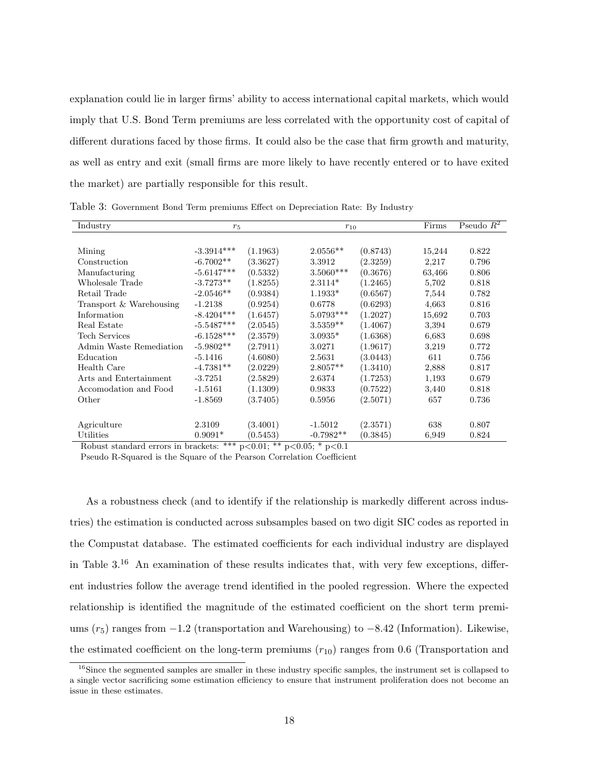explanation could lie in larger firms' ability to access international capital markets, which would imply that U.S. Bond Term premiums are less correlated with the opportunity cost of capital of different durations faced by those firms. It could also be the case that firm growth and maturity, as well as entry and exit (small firms are more likely to have recently entered or to have exited the market) are partially responsible for this result.

Table 3: Government Bond Term premiums Effect on Depreciation Rate: By Industry

| Industry | $r_5$ | | $r_{10}$ | | Firms | Pseudo $R^2$ |
|---|---|---|---|---|---|---|
| Mining | -3.3914*** | (1.1963) | 2.0556** | (0.8743) | 15,244 | 0.822 |
| Construction | -6.7002** | (3.3627) | 3.3912 | (2.3259) | 2,217 | 0.796 |
| Manufacturing | -5.6147*** | (0.5332) | 3.5060*** | (0.3676) | 63,466 | 0.806 |
| Wholesale Trade | -3.7273** | (1.8255) | 2.3114* | (1.2465) | 5,702 | 0.818 |
| Retail Trade | -2.0546** | (0.9384) | 1.1933* | (0.6567) | 7,544 | 0.782 |
| Transport & Warehousing | -1.2138 | (0.9254) | 0.6778 | (0.6293) | 4,663 | 0.816 |
| Information | -8.4204*** | (1.6457) | 5.0793*** | (1.2027) | 15,692 | 0.703 |
| Real Estate | -5.5487*** | (2.0545) | 3.5359** | (1.4067) | 3,394 | 0.679 |
| Tech Services | -6.1528*** | (2.3579) | 3.0935* | (1.6368) | 6,683 | 0.698 |
| Admin Waste Remediation | -5.9802** | (2.7911) | 3.0271 | (1.9617) | 3,219 | 0.772 |
| Education | -5.1416 | (4.6080) | 2.5631 | (3.0443) | 611 | 0.756 |
| Health Care | -4.7381** | (2.0229) | 2.8057** | (1.3410) | 2,888 | 0.817 |
| Arts and Entertainment | -3.7251 | (2.5829) | 2.6374 | (1.7253) | 1,193 | 0.679 |
| Accomodation and Food | -1.5161 | (1.1309) | 0.9833 | (0.7522) | 3,440 | 0.818 |
| Other | -1.8569 | (3.7405) | 0.5956 | (2.5071) | 657 | 0.736 |
| Agriculture | 2.3109 | (3.4001) | -1.5012 | (2.3571) | 638 | 0.807 |
| Utilities | 0.9091* | (0.5453) | -0.7982** | (0.3845) | 6,949 | 0.824 |

Robust standard errors in brackets: *** p<0.01; ** p<0.05; * p<0.1

Pseudo R-Squared is the Square of the Pearson Correlation Coefficient

As a robustness check (and to identify if the relationship is markedly different across industries) the estimation is conducted across subsamples based on two digit SIC codes as reported in the Compustat database. The estimated coefficients for each individual industry are displayed in Table 3.[16] An examination of these results indicates that, with very few exceptions, different industries follow the average trend identified in the pooled regression. Where the expected relationship is identified the magnitude of the estimated coefficient on the short term premiums ($r_5$) ranges from $-1.2$ (transportation and Warehousing) to $-8.42$ (Information). Likewise, the estimated coefficient on the long-term premiums ($r_{10}$) ranges from 0.6 (Transportation and

[16]Since the segmented samples are smaller in these industry specific samples, the instrument set is collapsed to a single vector sacrificing some estimation efficiency to ensure that instrument proliferation does not become an issue in these estimates.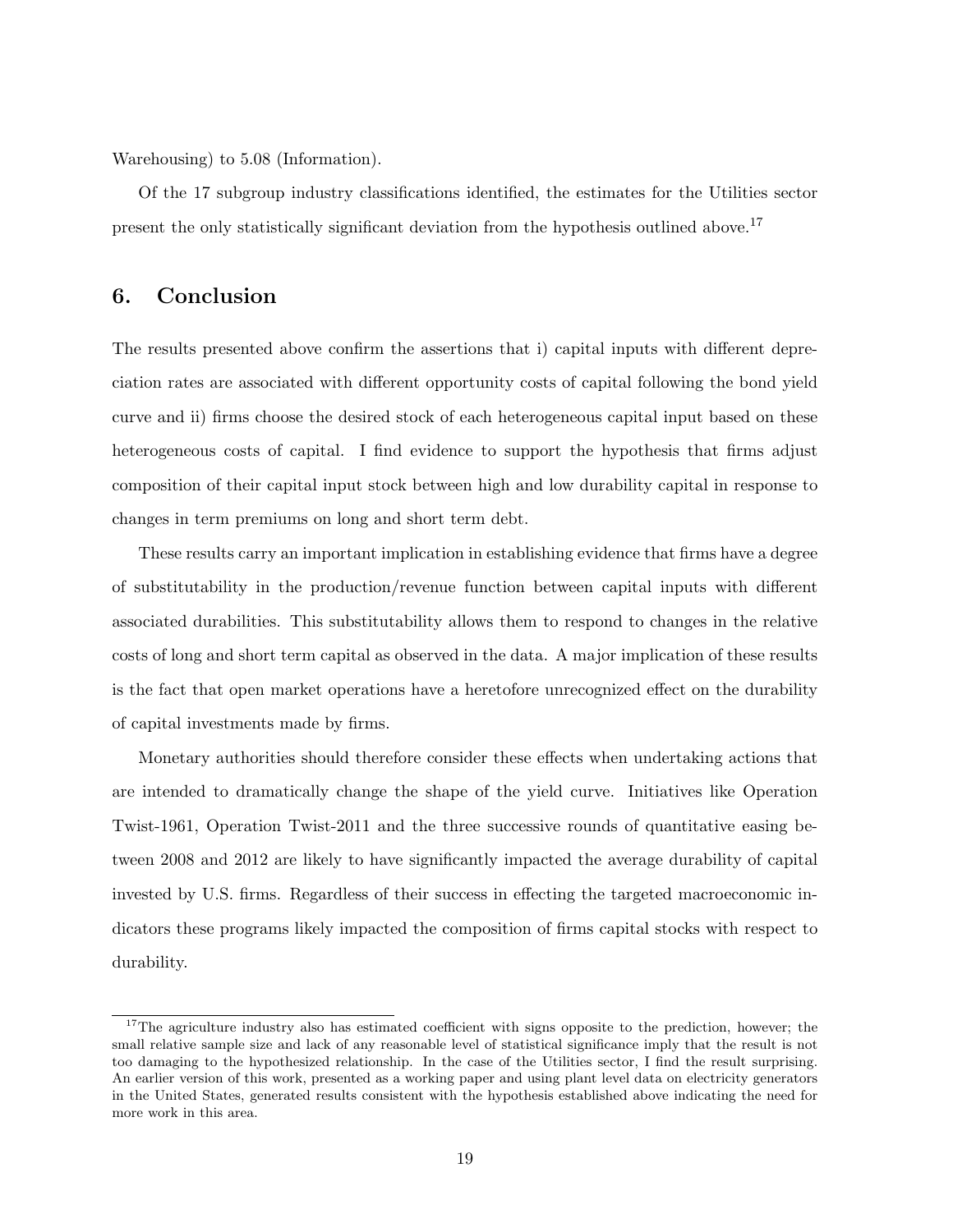Warehousing) to 5.08 (Information).

Of the 17 subgroup industry classifications identified, the estimates for the Utilities sector present the only statistically significant deviation from the hypothesis outlined above.[17]

## 6. Conclusion

The results presented above confirm the assertions that i) capital inputs with different depreciation rates are associated with different opportunity costs of capital following the bond yield curve and ii) firms choose the desired stock of each heterogeneous capital input based on these heterogeneous costs of capital. I find evidence to support the hypothesis that firms adjust composition of their capital input stock between high and low durability capital in response to changes in term premiums on long and short term debt.

These results carry an important implication in establishing evidence that firms have a degree of substitutability in the production/revenue function between capital inputs with different associated durabilities. This substitutability allows them to respond to changes in the relative costs of long and short term capital as observed in the data. A major implication of these results is the fact that open market operations have a heretofore unrecognized effect on the durability of capital investments made by firms.

Monetary authorities should therefore consider these effects when undertaking actions that are intended to dramatically change the shape of the yield curve. Initiatives like Operation Twist-1961, Operation Twist-2011 and the three successive rounds of quantitative easing between 2008 and 2012 are likely to have significantly impacted the average durability of capital invested by U.S. firms. Regardless of their success in effecting the targeted macroeconomic indicators these programs likely impacted the composition of firms capital stocks with respect to durability.

[17] The agriculture industry also has estimated coefficient with signs opposite to the prediction, however; the small relative sample size and lack of any reasonable level of statistical significance imply that the result is not too damaging to the hypothesized relationship. In the case of the Utilities sector, I find the result surprising. An earlier version of this work, presented as a working paper and using plant level data on electricity generators in the United States, generated results consistent with the hypothesis established above indicating the need for more work in this area.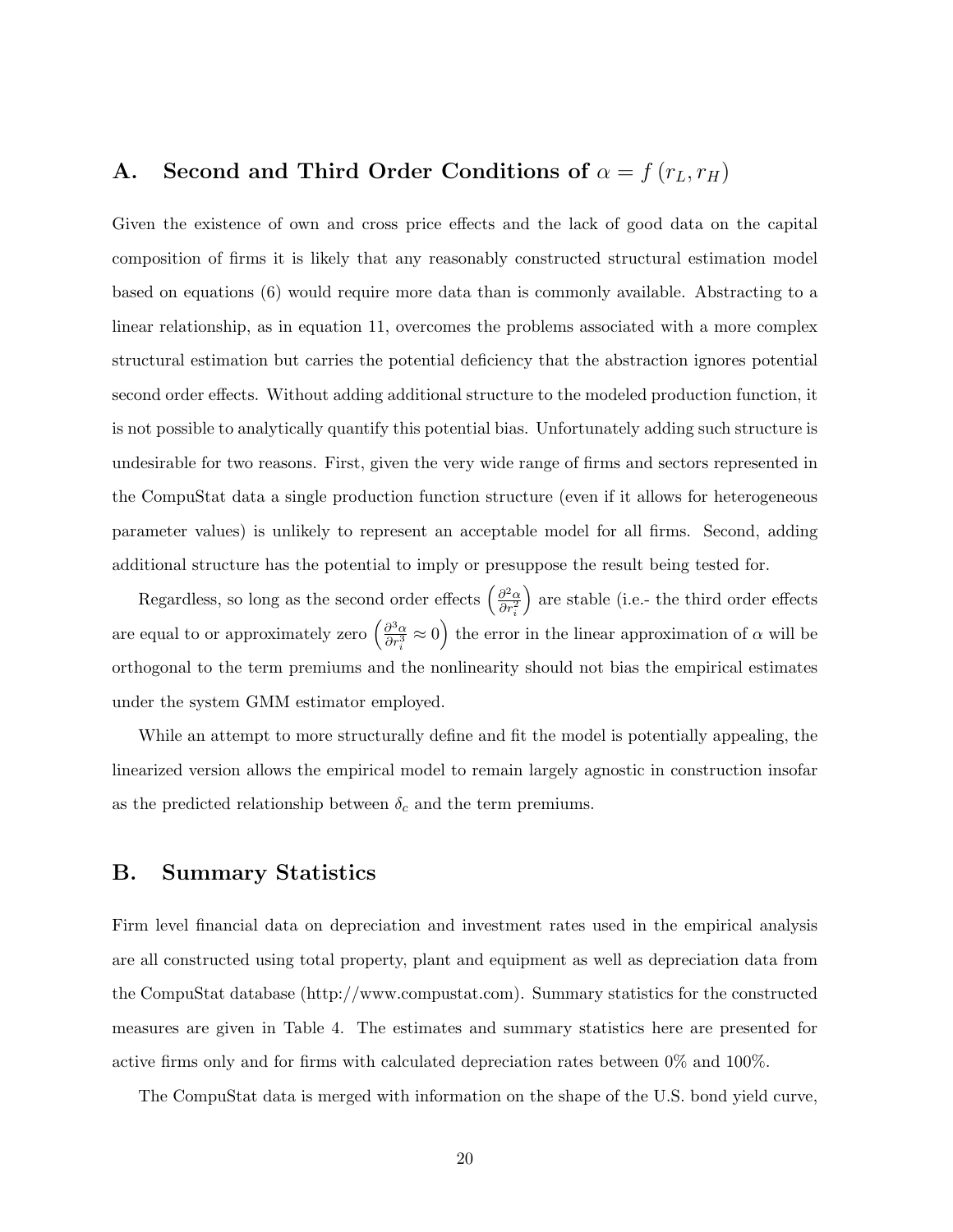## A. Second and Third Order Conditions of $\alpha = f(r_L, r_H)$

Given the existence of own and cross price effects and the lack of good data on the capital composition of firms it is likely that any reasonably constructed structural estimation model based on equations (6) would require more data than is commonly available. Abstracting to a linear relationship, as in equation 11, overcomes the problems associated with a more complex structural estimation but carries the potential deficiency that the abstraction ignores potential second order effects. Without adding additional structure to the modeled production function, it is not possible to analytically quantify this potential bias. Unfortunately adding such structure is undesirable for two reasons. First, given the very wide range of firms and sectors represented in the CompuStat data a single production function structure (even if it allows for heterogeneous parameter values) is unlikely to represent an acceptable model for all firms. Second, adding additional structure has the potential to imply or presuppose the result being tested for.

Regardless, so long as the second order effects $\left(\frac{\partial^2 \alpha}{\partial r_i^2}\right)$ are stable (i.e.- the third order effects are equal to or approximately zero $\left(\frac{\partial^3 \alpha}{\partial r_i^3} \approx 0\right)$ the error in the linear approximation of $\alpha$ will be orthogonal to the term premiums and the nonlinearity should not bias the empirical estimates under the system GMM estimator employed.

While an attempt to more structurally define and fit the model is potentially appealing, the linearized version allows the empirical model to remain largely agnostic in construction insofar as the predicted relationship between $\delta_c$ and the term premiums.

## B. Summary Statistics

Firm level financial data on depreciation and investment rates used in the empirical analysis are all constructed using total property, plant and equipment as well as depreciation data from the CompuStat database (http://www.compustat.com). Summary statistics for the constructed measures are given in Table 4. The estimates and summary statistics here are presented for active firms only and for firms with calculated depreciation rates between 0% and 100%.

The CompuStat data is merged with information on the shape of the U.S. bond yield curve,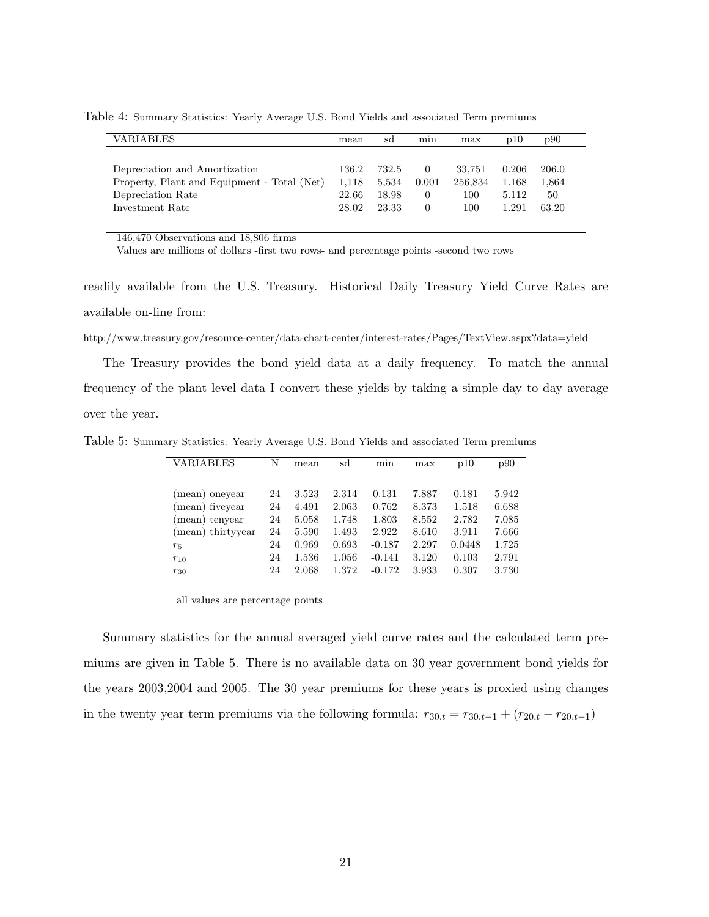Table 4: Summary Statistics: Yearly Average U.S. Bond Yields and associated Term premiums

| VARIABLES | mean | sd | min | max | p10 | p90 |
|---|---|---|---|---|---|---|
| Depreciation and Amortization | 136.2 | 732.5 | 0 | 33,751 | 0.206 | 206.0 |
| Property, Plant and Equipment - Total (Net) | 1,118 | 5,534 | 0.001 | 256,834 | 1.168 | 1,864 |
| Depreciation Rate | 22.66 | 18.98 | 0 | 100 | 5.112 | 50 |
| Investment Rate | 28.02 | 23.33 | 0 | 100 | 1.291 | 63.20 |

146,470 Observations and 18,806 firms

Values are millions of dollars -first two rows- and percentage points -second two rows

readily available from the U.S. Treasury. Historical Daily Treasury Yield Curve Rates are available on-line from:

http://www.treasury.gov/resource-center/data-chart-center/interest-rates/Pages/TextView.aspx?data=yield

The Treasury provides the bond yield data at a daily frequency. To match the annual frequency of the plant level data I convert these yields by taking a simple day to day average over the year.

Table 5: Summary Statistics: Yearly Average U.S. Bond Yields and associated Term premiums

| VARIABLES | N | mean | sd | min | max | p10 | p90 |
|---|---|---|---|---|---|---|---|
| (mean) oneyear | 24 | 3.523 | 2.314 | 0.131 | 7.887 | 0.181 | 5.942 |
| (mean) fiveyear | 24 | 4.491 | 2.063 | 0.762 | 8.373 | 1.518 | 6.688 |
| (mean) tenyear | 24 | 5.058 | 1.748 | 1.803 | 8.552 | 2.782 | 7.085 |
| (mean) thirtyyear | 24 | 5.590 | 1.493 | 2.922 | 8.610 | 3.911 | 7.666 |
| $r_5$ | 24 | 0.969 | 0.693 | -0.187 | 2.297 | 0.0448 | 1.725 |
| $r_{10}$ | 24 | 1.536 | 1.056 | -0.141 | 3.120 | 0.103 | 2.791 |
| $r_{30}$ | 24 | 2.068 | 1.372 | -0.172 | 3.933 | 0.307 | 3.730 |

all values are percentage points

Summary statistics for the annual averaged yield curve rates and the calculated term premiums are given in Table 5. There is no available data on 30 year government bond yields for the years 2003,2004 and 2005. The 30 year premiums for these years is proxied using changes in the twenty year term premiums via the following formula: $r_{30,t} = r_{30,t-1} + (r_{20,t} - r_{20,t-1})$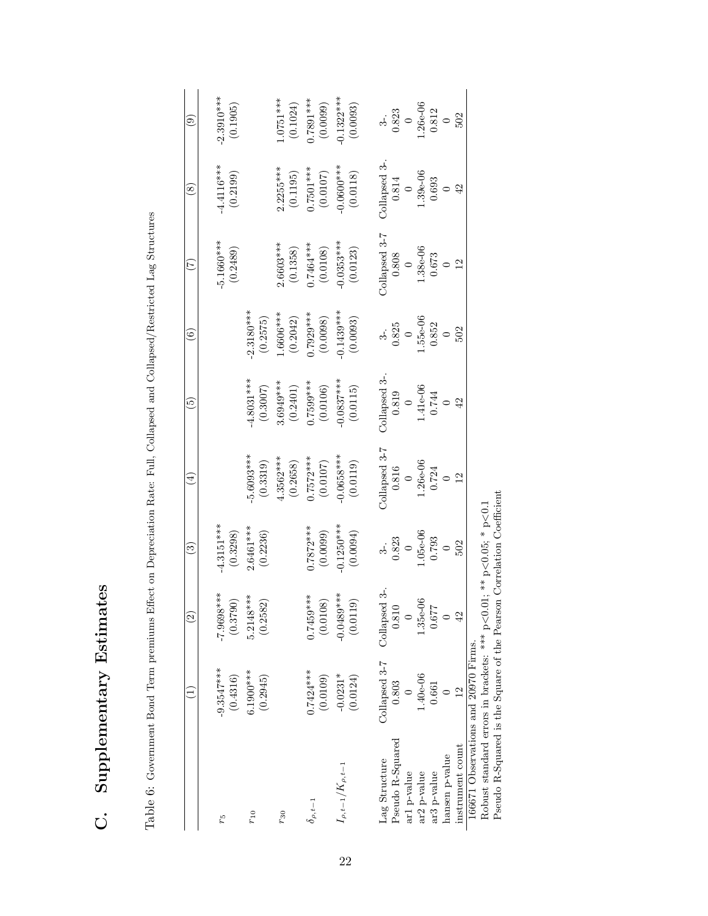# C. Supplementary Estimates

Table 6: Government Bond Term premiums Effect on Depreciation Rate: Full, Collapsed and Collapsed/Restricted Lag Structures

| | (1) | (2) | (3) | (4) | (5) | (6) | (7) | (8) | (9) |
|---|---|---|---|---|---|---|---|---|---|
| $r_5$ | -9.3547*** | -7.9698*** | -4.3151*** | | | | -5.1660*** | -4.4116*** | -2.3910*** |
| | (0.4316) | (0.3790) | (0.3298) | | | | (0.2489) | (0.2199) | (0.1905) |
| $r_{10}$ | 6.1900*** | 5.2148*** | 2.6461*** | -5.6093*** | -4.8031*** | -2.3180*** | | | |
| | (0.2945) | (0.2582) | (0.2236) | (0.3319) | (0.3007) | (0.2575) | | | |
| $r_{30}$ | | | | 4.3562*** | 3.6949*** | 1.6606*** | 2.6603*** | 2.2255*** | 1.0751*** |
| | | | | (0.2658) | (0.2401) | (0.2042) | (0.1358) | (0.1195) | (0.1024) |
| $\delta_{\rho,t-1}$ | 0.7424*** | 0.7459*** | 0.7872*** | 0.7572*** | 0.7599*** | 0.7929*** | 0.7464*** | 0.7501*** | 0.7891*** |
| | (0.0109) | (0.0108) | (0.0099) | (0.0107) | (0.0106) | (0.0098) | (0.0108) | (0.0107) | (0.0099) |
| $I_{\rho,t-1}/K_{\rho,t-1}$ | -0.0231* | -0.0489*** | -0.1250*** | -0.0658*** | -0.0837*** | -0.1439*** | -0.0353*** | -0.0600*** | -0.1322*** |
| | (0.0124) | (0.0119) | (0.0094) | (0.0119) | (0.0115) | (0.0093) | (0.0123) | (0.0118) | (0.0093) |
| Lag Structure | Collapsed 3-7 | Collapsed 3-. | 3-. | Collapsed 3-7 | Collapsed 3-. | 3-. | Collapsed 3-7 | Collapsed 3-. | 3-. |
| Pseudo R-Squared | 0.803 | 0.810 | 0.823 | 0.816 | 0.819 | 0.825 | 0.808 | 0.814 | 0.823 |
| ar1 p-value | 0 | 0 | 0 | 0 | 0 | 0 | 0 | 0 | 0 |
| ar2 p-value | 1.40e-06 | 1.35e-06 | 1.05e-06 | 1.26e-06 | 1.41e-06 | 1.55e-06 | 1.38e-06 | 1.39e-06 | 1.26e-06 |
| ar3 p-value | 0.661 | 0.677 | 0.793 | 0.724 | 0.744 | 0.852 | 0.673 | 0.693 | 0.812 |
| hansen p-value | 0 | 0 | 0 | 0 | 0 | 0 | 0 | 0 | 0 |
| instrument count | 12 | 42 | 502 | 12 | 42 | 502 | 12 | 42 | 502 |

16671 Observations and 20970 Firms.
Robust standard errors in brackets: *** p<0.01; ** p<0.05; * p<0.1
Pseudo R-Squared is the Square of the Pearson Correlation Coefficient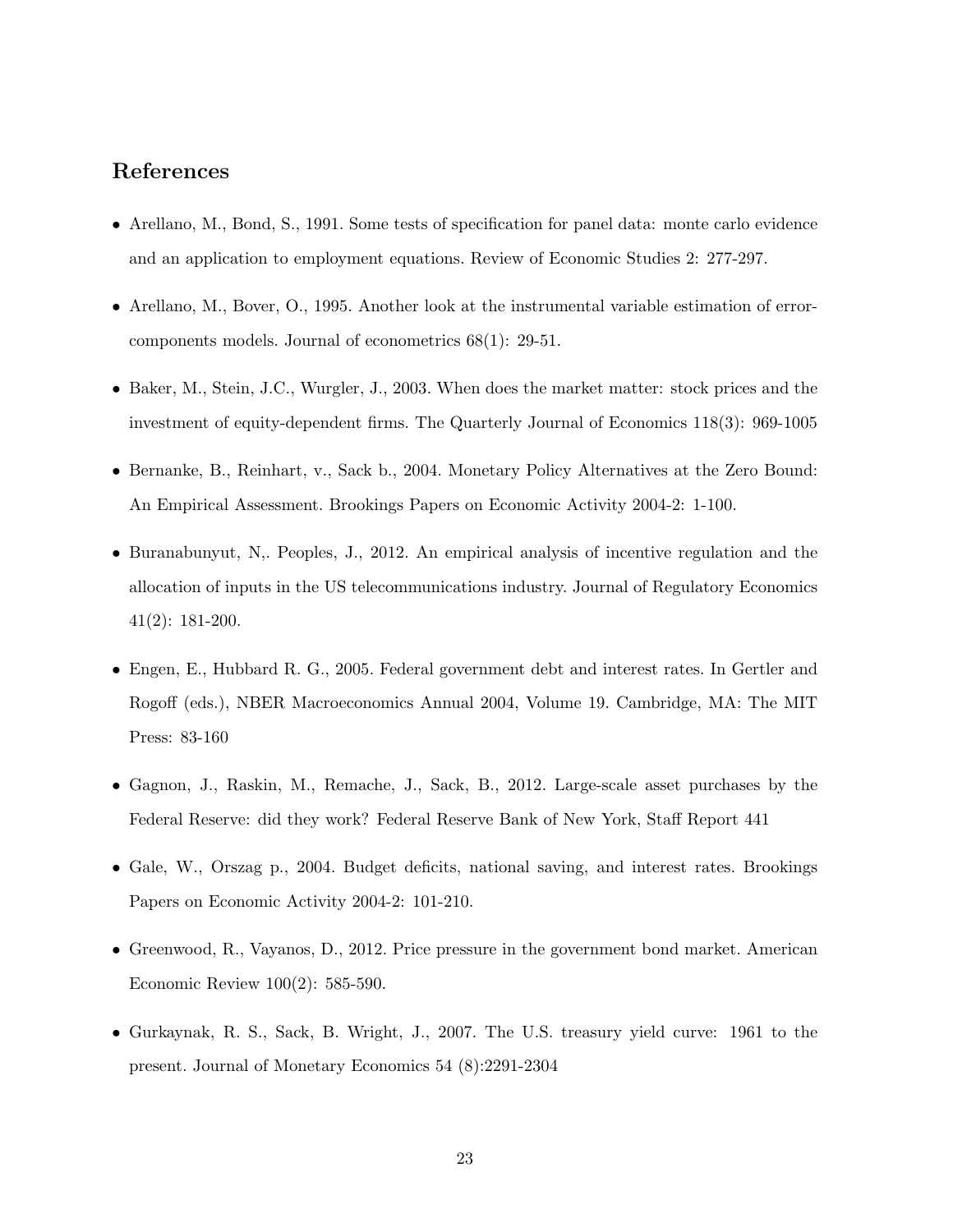## References

- Arellano, M., Bond, S., 1991. Some tests of specification for panel data: monte carlo evidence and an application to employment equations. Review of Economic Studies 2: 277-297.
- Arellano, M., Bover, O., 1995. Another look at the instrumental variable estimation of error-components models. Journal of econometrics 68(1): 29-51.
- Baker, M., Stein, J.C., Wurgler, J., 2003. When does the market matter: stock prices and the investment of equity-dependent firms. The Quarterly Journal of Economics 118(3): 969-1005
- Bernanke, B., Reinhart, v., Sack b., 2004. Monetary Policy Alternatives at the Zero Bound: An Empirical Assessment. Brookings Papers on Economic Activity 2004-2: 1-100.
- Buranabunyut, N,. Peoples, J., 2012. An empirical analysis of incentive regulation and the allocation of inputs in the US telecommunications industry. Journal of Regulatory Economics 41(2): 181-200.
- Engen, E., Hubbard R. G., 2005. Federal government debt and interest rates. In Gertler and Rogoff (eds.), NBER Macroeconomics Annual 2004, Volume 19. Cambridge, MA: The MIT Press: 83-160
- Gagnon, J., Raskin, M., Remache, J., Sack, B., 2012. Large-scale asset purchases by the Federal Reserve: did they work? Federal Reserve Bank of New York, Staff Report 441
- Gale, W., Orszag p., 2004. Budget deficits, national saving, and interest rates. Brookings Papers on Economic Activity 2004-2: 101-210.
- Greenwood, R., Vayanos, D., 2012. Price pressure in the government bond market. American Economic Review 100(2): 585-590.
- Gurkaynak, R. S., Sack, B. Wright, J., 2007. The U.S. treasury yield curve: 1961 to the present. Journal of Monetary Economics 54 (8):2291-2304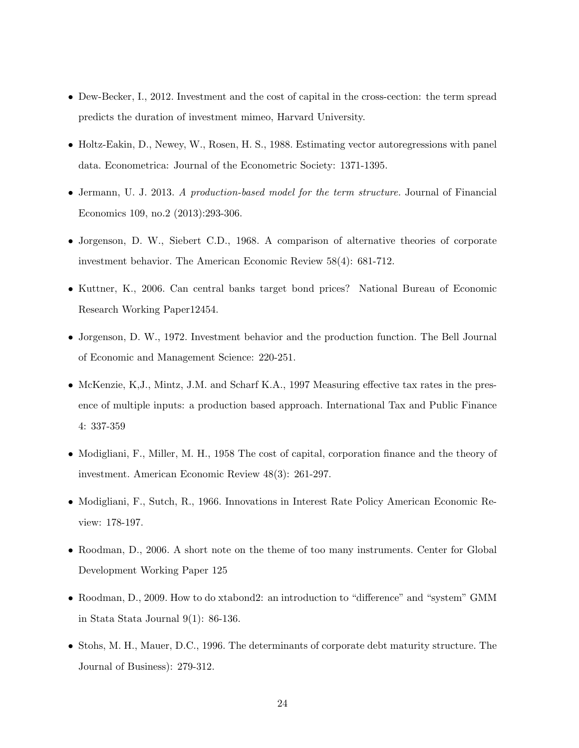- Dew-Becker, I., 2012. Investment and the cost of capital in the cross-cection: the term spread predicts the duration of investment mimeo, Harvard University.

- Holtz-Eakin, D., Newey, W., Rosen, H. S., 1988. Estimating vector autoregressions with panel data. Econometrica: Journal of the Econometric Society: 1371-1395.

- Jermann, U. J. 2013. *A production-based model for the term structure.* Journal of Financial Economics 109, no.2 (2013):293-306.

- Jorgenson, D. W., Siebert C.D., 1968. A comparison of alternative theories of corporate investment behavior. The American Economic Review 58(4): 681-712.

- Kuttner, K., 2006. Can central banks target bond prices? National Bureau of Economic Research Working Paper12454.

- Jorgenson, D. W., 1972. Investment behavior and the production function. The Bell Journal of Economic and Management Science: 220-251.

- McKenzie, K,J., Mintz, J.M. and Scharf K.A., 1997 Measuring effective tax rates in the presence of multiple inputs: a production based approach. International Tax and Public Finance 4: 337-359

- Modigliani, F., Miller, M. H., 1958 The cost of capital, corporation finance and the theory of investment. American Economic Review 48(3): 261-297.

- Modigliani, F., Sutch, R., 1966. Innovations in Interest Rate Policy American Economic Review: 178-197.

- Roodman, D., 2006. A short note on the theme of too many instruments. Center for Global Development Working Paper 125

- Roodman, D., 2009. How to do xtabond2: an introduction to "difference" and "system" GMM in Stata Stata Journal 9(1): 86-136.

- Stohs, M. H., Mauer, D.C., 1996. The determinants of corporate debt maturity structure. The Journal of Business): 279-312.